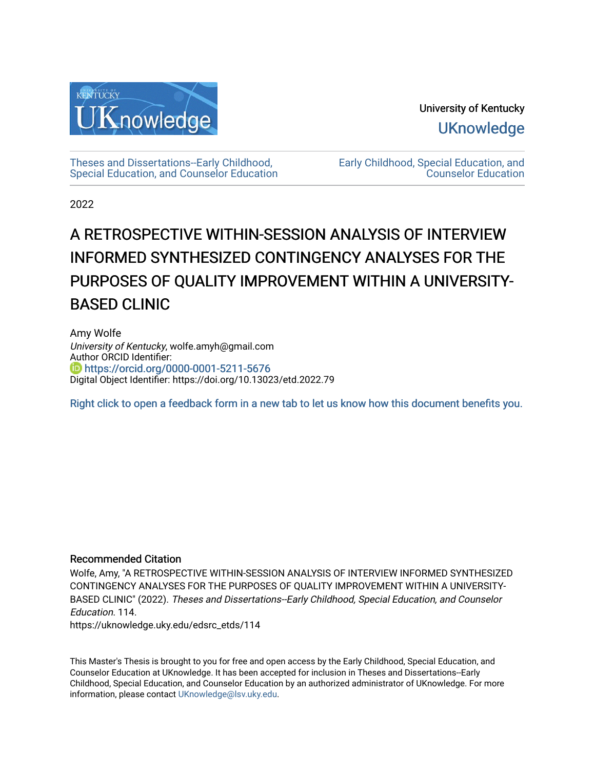University of Kentucky

UKnowledge

Theses and Dissertations--Early Childhood, Special Education, and Counselor Education

Early Childhood, Special Education, and Counselor Education

2022

# A RETROSPECTIVE WITHIN-SESSION ANALYSIS OF INTERVIEW INFORMED SYNTHESIZED CONTINGENCY ANALYSES FOR THE PURPOSES OF QUALITY IMPROVEMENT WITHIN A UNIVERSITY-BASED CLINIC

Amy Wolfe
*University of Kentucky*, wolfe.amyh@gmail.com
Author ORCID Identifier:
https://orcid.org/0000-0001-5211-5676
Digital Object Identifier: https://doi.org/10.13023/etd.2022.79

Right click to open a feedback form in a new tab to let us know how this document benefits you.

## Recommended Citation

Wolfe, Amy, "A RETROSPECTIVE WITHIN-SESSION ANALYSIS OF INTERVIEW INFORMED SYNTHESIZED CONTINGENCY ANALYSES FOR THE PURPOSES OF QUALITY IMPROVEMENT WITHIN A UNIVERSITY-BASED CLINIC" (2022). *Theses and Dissertations--Early Childhood, Special Education, and Counselor Education*. 114.
https://uknowledge.uky.edu/edsrc_etds/114

This Master's Thesis is brought to you for free and open access by the Early Childhood, Special Education, and Counselor Education at UKnowledge. It has been accepted for inclusion in Theses and Dissertations--Early Childhood, Special Education, and Counselor Education by an authorized administrator of UKnowledge. For more information, please contact UKnowledge@lsv.uky.edu.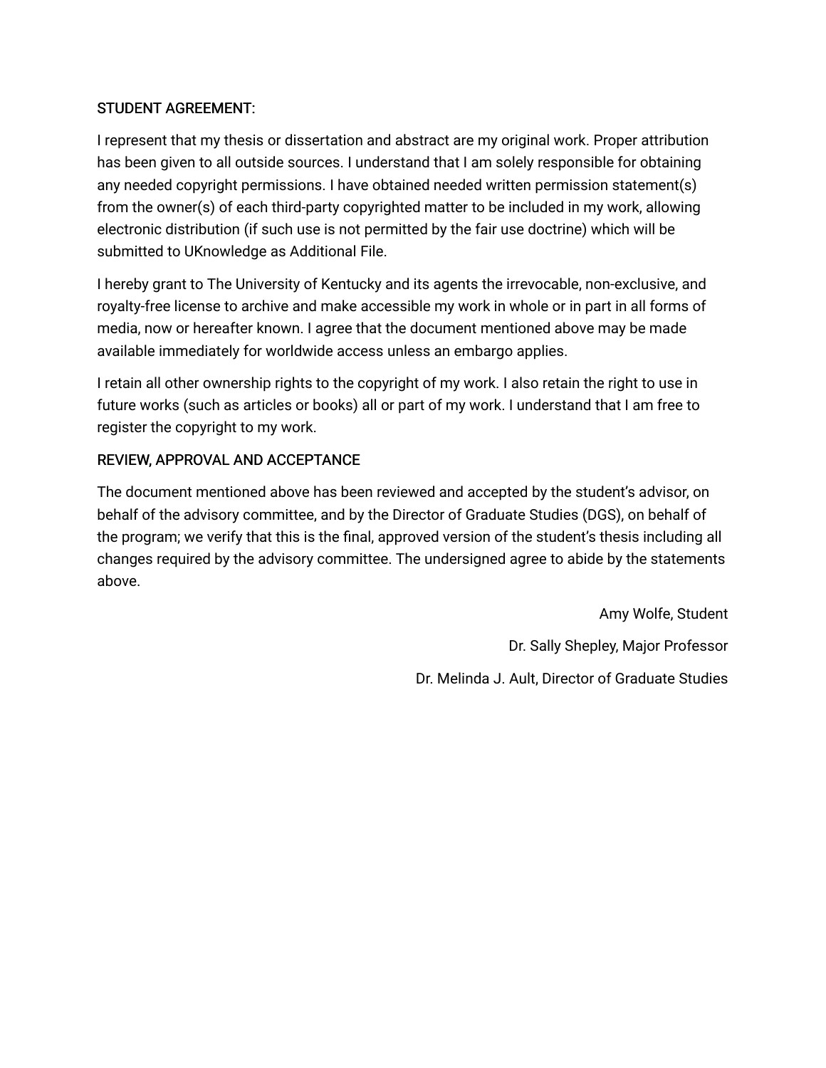STUDENT AGREEMENT:

I represent that my thesis or dissertation and abstract are my original work. Proper attribution has been given to all outside sources. I understand that I am solely responsible for obtaining any needed copyright permissions. I have obtained needed written permission statement(s) from the owner(s) of each third-party copyrighted matter to be included in my work, allowing electronic distribution (if such use is not permitted by the fair use doctrine) which will be submitted to UKnowledge as Additional File.

I hereby grant to The University of Kentucky and its agents the irrevocable, non-exclusive, and royalty-free license to archive and make accessible my work in whole or in part in all forms of media, now or hereafter known. I agree that the document mentioned above may be made available immediately for worldwide access unless an embargo applies.

I retain all other ownership rights to the copyright of my work. I also retain the right to use in future works (such as articles or books) all or part of my work. I understand that I am free to register the copyright to my work.

REVIEW, APPROVAL AND ACCEPTANCE

The document mentioned above has been reviewed and accepted by the student's advisor, on behalf of the advisory committee, and by the Director of Graduate Studies (DGS), on behalf of the program; we verify that this is the final, approved version of the student's thesis including all changes required by the advisory committee. The undersigned agree to abide by the statements above.

Amy Wolfe, Student

Dr. Sally Shepley, Major Professor

Dr. Melinda J. Ault, Director of Graduate Studies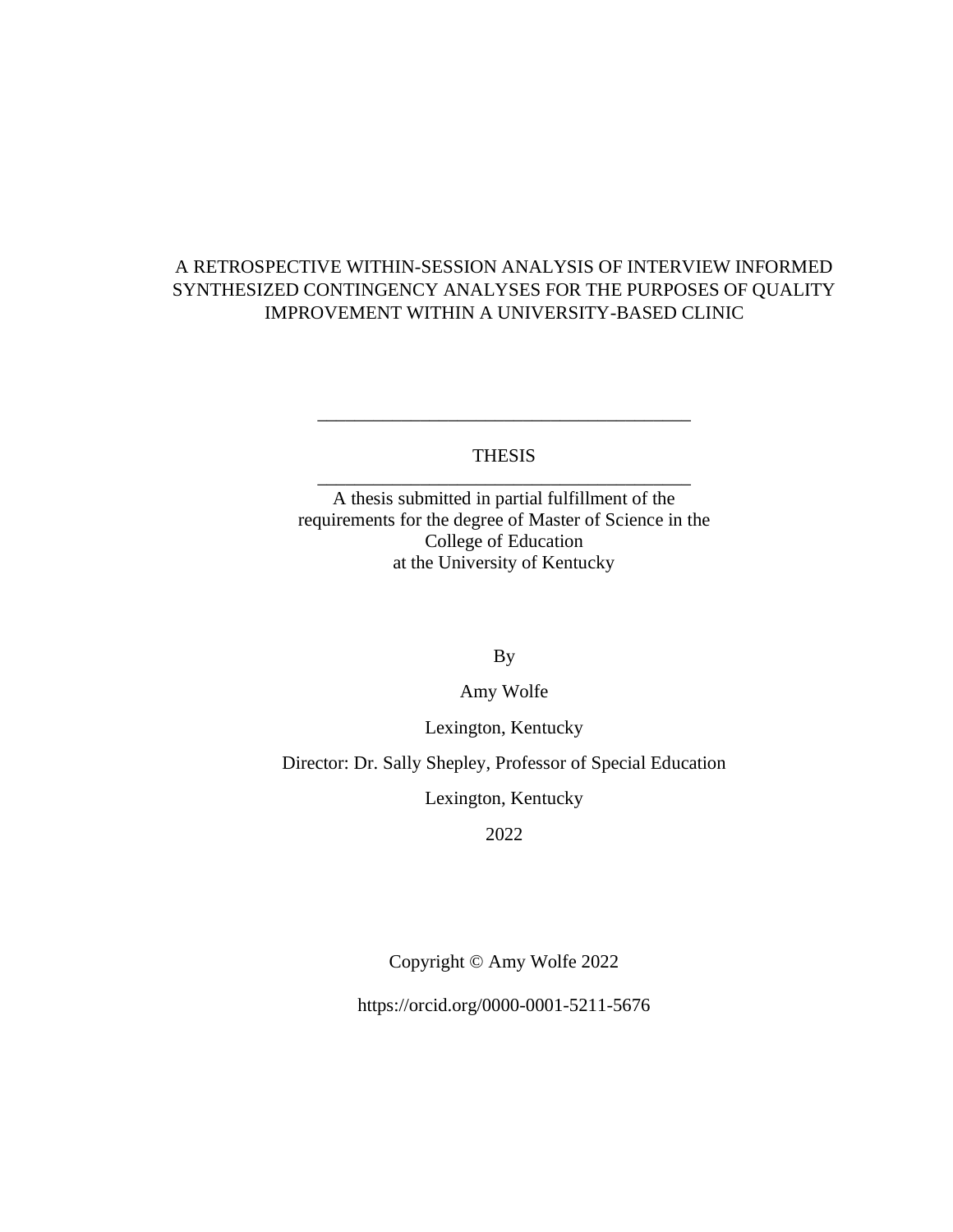A RETROSPECTIVE WITHIN-SESSION ANALYSIS OF INTERVIEW INFORMED SYNTHESIZED CONTINGENCY ANALYSES FOR THE PURPOSES OF QUALITY IMPROVEMENT WITHIN A UNIVERSITY-BASED CLINIC

---

THESIS

---

A thesis submitted in partial fulfillment of the requirements for the degree of Master of Science in the College of Education at the University of Kentucky

By

Amy Wolfe

Lexington, Kentucky

Director: Dr. Sally Shepley, Professor of Special Education

Lexington, Kentucky

2022

Copyright © Amy Wolfe 2022

https://orcid.org/0000-0001-5211-5676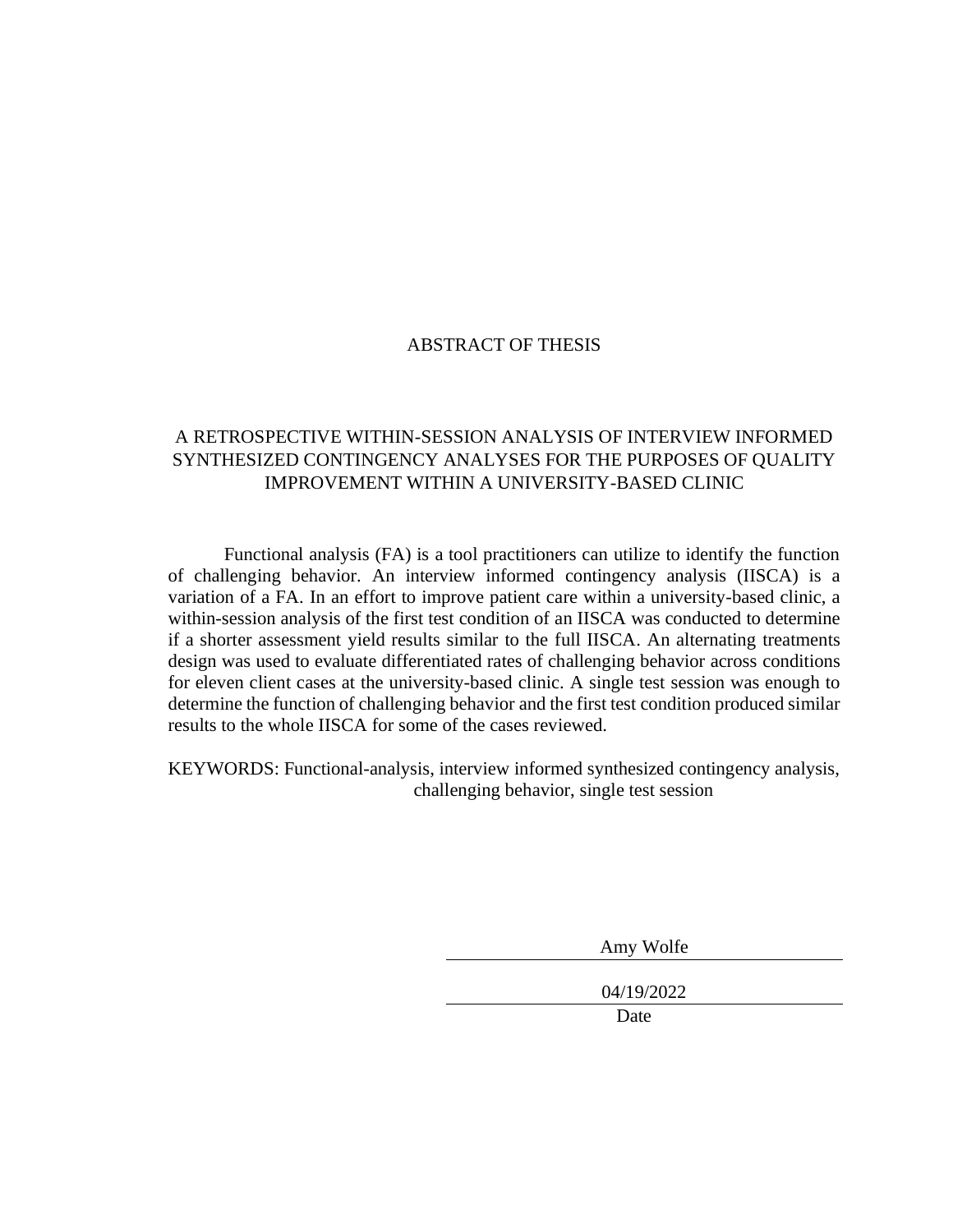# ABSTRACT OF THESIS

## A RETROSPECTIVE WITHIN-SESSION ANALYSIS OF INTERVIEW INFORMED SYNTHESIZED CONTINGENCY ANALYSES FOR THE PURPOSES OF QUALITY IMPROVEMENT WITHIN A UNIVERSITY-BASED CLINIC

Functional analysis (FA) is a tool practitioners can utilize to identify the function of challenging behavior. An interview informed contingency analysis (IISCA) is a variation of a FA. In an effort to improve patient care within a university-based clinic, a within-session analysis of the first test condition of an IISCA was conducted to determine if a shorter assessment yield results similar to the full IISCA. An alternating treatments design was used to evaluate differentiated rates of challenging behavior across conditions for eleven client cases at the university-based clinic. A single test session was enough to determine the function of challenging behavior and the first test condition produced similar results to the whole IISCA for some of the cases reviewed.

KEYWORDS: Functional-analysis, interview informed synthesized contingency analysis, challenging behavior, single test session

Amy Wolfe

04/19/2022

Date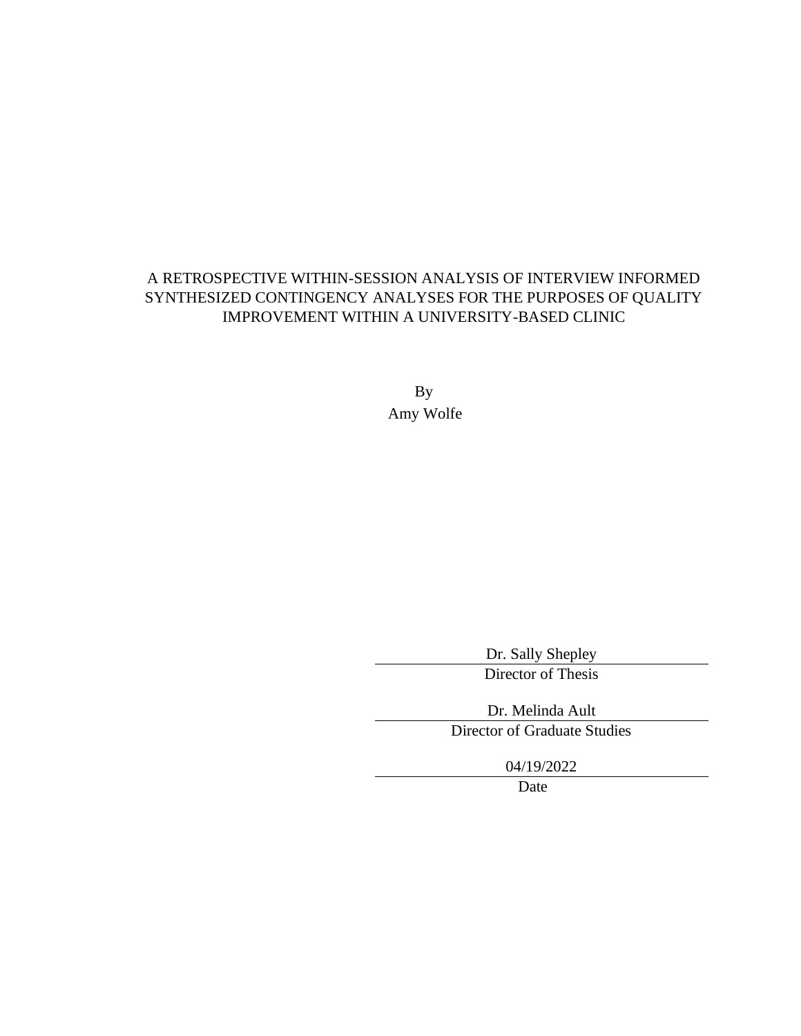A RETROSPECTIVE WITHIN-SESSION ANALYSIS OF INTERVIEW INFORMED SYNTHESIZED CONTINGENCY ANALYSES FOR THE PURPOSES OF QUALITY IMPROVEMENT WITHIN A UNIVERSITY-BASED CLINIC

By
Amy Wolfe

Dr. Sally Shepley
Director of Thesis

Dr. Melinda Ault
Director of Graduate Studies

04/19/2022
Date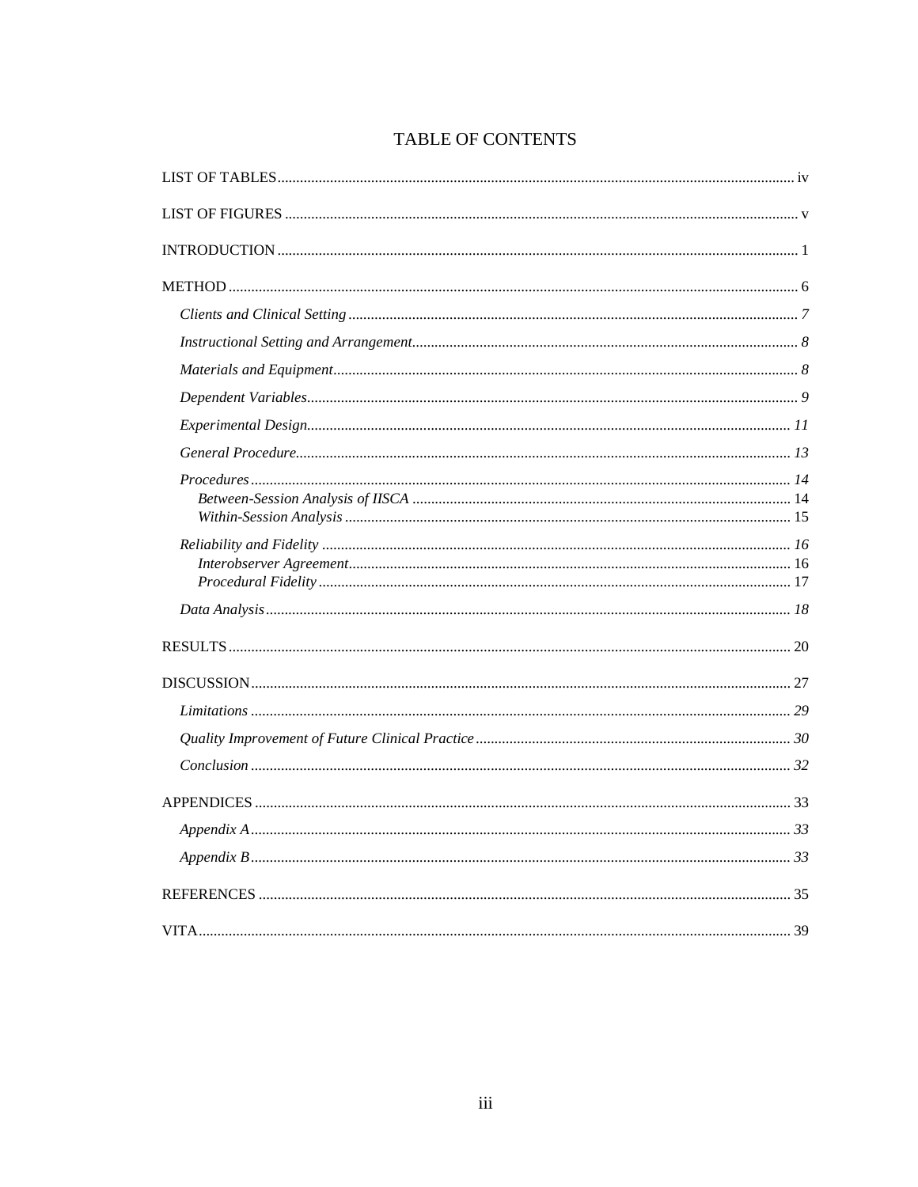# TABLE OF CONTENTS

LIST OF TABLES ..... iv

LIST OF FIGURES ..... v

INTRODUCTION ..... 1

METHOD ..... 6

- *Clients and Clinical Setting* ..... *7*
- *Instructional Setting and Arrangement* ..... *8*
- *Materials and Equipment* ..... *8*
- *Dependent Variables* ..... *9*
- *Experimental Design* ..... *11*
- *General Procedure* ..... *13*
- *Procedures* ..... *14*
  - *Between-Session Analysis of IISCA* ..... 14
  - *Within-Session Analysis* ..... 15
- *Reliability and Fidelity* ..... *16*
  - *Interobserver Agreement* ..... 16
  - *Procedural Fidelity* ..... 17
- *Data Analysis* ..... *18*

RESULTS ..... 20

DISCUSSION ..... 27

- *Limitations* ..... *29*
- *Quality Improvement of Future Clinical Practice* ..... *30*
- *Conclusion* ..... *32*

APPENDICES ..... 33

- *Appendix A* ..... *33*
- *Appendix B* ..... *33*

REFERENCES ..... 35

VITA ..... 39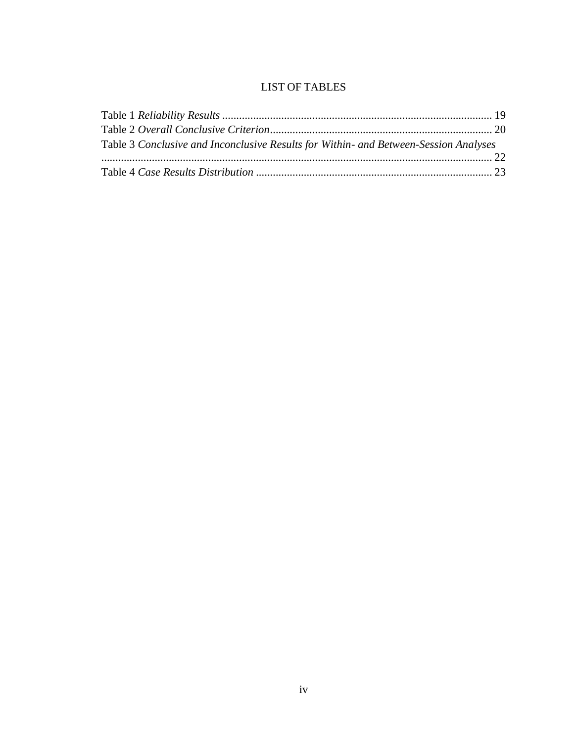# LIST OF TABLES

Table 1 *Reliability Results* ............................................................................................... 19
Table 2 *Overall Conclusive Criterion*.............................................................................. 20
Table 3 *Conclusive and Inconclusive Results for Within- and Between-Session Analyses* ......................................................................................................................... 22
Table 4 *Case Results Distribution* ................................................................................... 23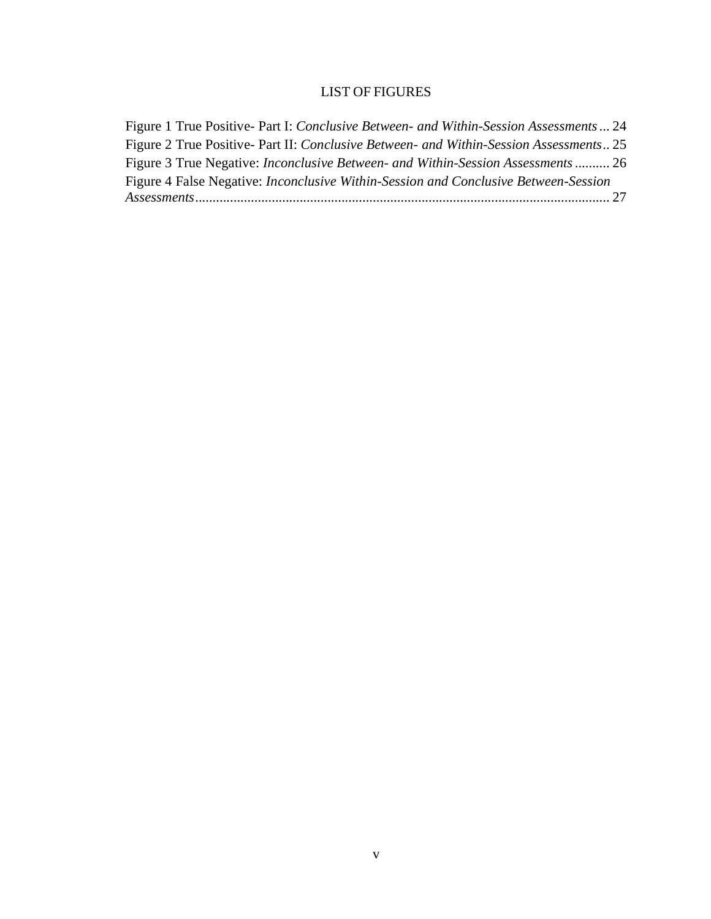# LIST OF FIGURES

Figure 1 True Positive- Part I: *Conclusive Between- and Within-Session Assessments* ... 24
Figure 2 True Positive- Part II: *Conclusive Between- and Within-Session Assessments* .. 25
Figure 3 True Negative: *Inconclusive Between- and Within-Session Assessments* .......... 26
Figure 4 False Negative: *Inconclusive Within-Session and Conclusive Between-Session Assessments* ...................................................................................................................... 27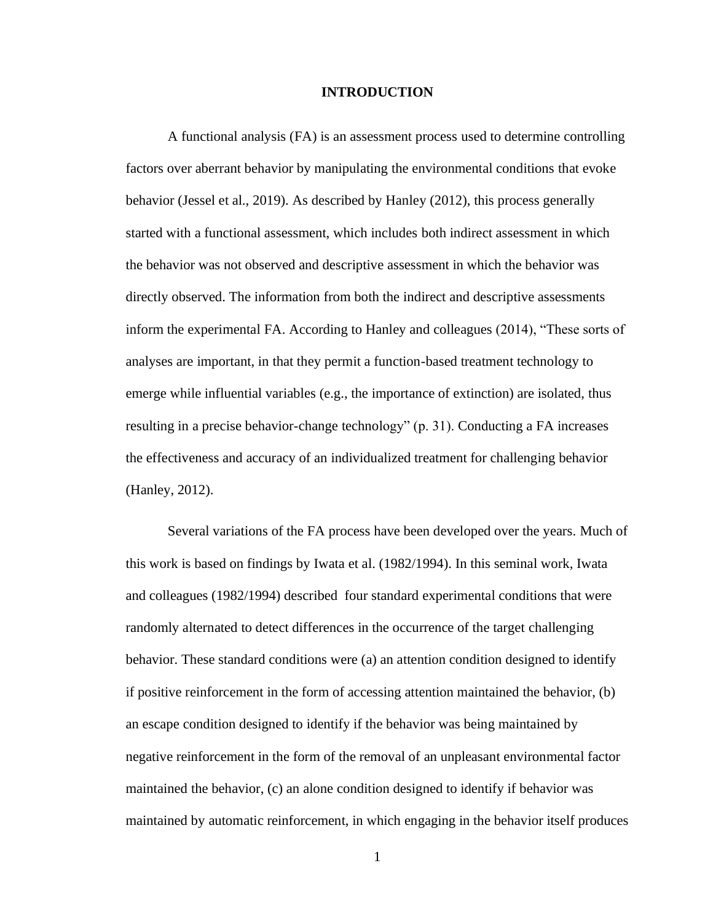# INTRODUCTION

A functional analysis (FA) is an assessment process used to determine controlling factors over aberrant behavior by manipulating the environmental conditions that evoke behavior (Jessel et al., 2019). As described by Hanley (2012), this process generally started with a functional assessment, which includes both indirect assessment in which the behavior was not observed and descriptive assessment in which the behavior was directly observed. The information from both the indirect and descriptive assessments inform the experimental FA. According to Hanley and colleagues (2014), "These sorts of analyses are important, in that they permit a function-based treatment technology to emerge while influential variables (e.g., the importance of extinction) are isolated, thus resulting in a precise behavior-change technology" (p. 31). Conducting a FA increases the effectiveness and accuracy of an individualized treatment for challenging behavior (Hanley, 2012).

Several variations of the FA process have been developed over the years. Much of this work is based on findings by Iwata et al. (1982/1994). In this seminal work, Iwata and colleagues (1982/1994) described four standard experimental conditions that were randomly alternated to detect differences in the occurrence of the target challenging behavior. These standard conditions were (a) an attention condition designed to identify if positive reinforcement in the form of accessing attention maintained the behavior, (b) an escape condition designed to identify if the behavior was being maintained by negative reinforcement in the form of the removal of an unpleasant environmental factor maintained the behavior, (c) an alone condition designed to identify if behavior was maintained by automatic reinforcement, in which engaging in the behavior itself produces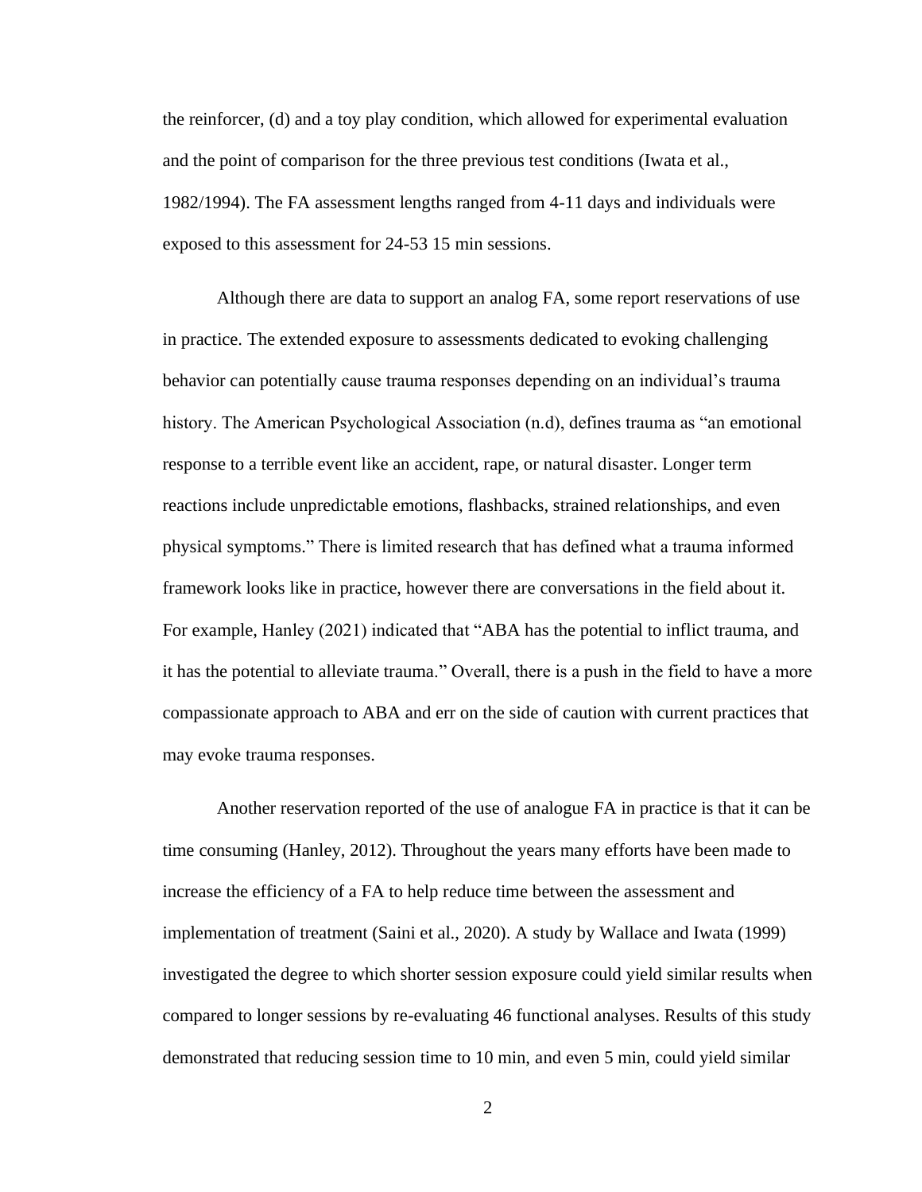the reinforcer, (d) and a toy play condition, which allowed for experimental evaluation and the point of comparison for the three previous test conditions (Iwata et al., 1982/1994). The FA assessment lengths ranged from 4-11 days and individuals were exposed to this assessment for 24-53 15 min sessions.

Although there are data to support an analog FA, some report reservations of use in practice. The extended exposure to assessments dedicated to evoking challenging behavior can potentially cause trauma responses depending on an individual's trauma history. The American Psychological Association (n.d), defines trauma as "an emotional response to a terrible event like an accident, rape, or natural disaster. Longer term reactions include unpredictable emotions, flashbacks, strained relationships, and even physical symptoms." There is limited research that has defined what a trauma informed framework looks like in practice, however there are conversations in the field about it. For example, Hanley (2021) indicated that "ABA has the potential to inflict trauma, and it has the potential to alleviate trauma." Overall, there is a push in the field to have a more compassionate approach to ABA and err on the side of caution with current practices that may evoke trauma responses.

Another reservation reported of the use of analogue FA in practice is that it can be time consuming (Hanley, 2012). Throughout the years many efforts have been made to increase the efficiency of a FA to help reduce time between the assessment and implementation of treatment (Saini et al., 2020). A study by Wallace and Iwata (1999) investigated the degree to which shorter session exposure could yield similar results when compared to longer sessions by re-evaluating 46 functional analyses. Results of this study demonstrated that reducing session time to 10 min, and even 5 min, could yield similar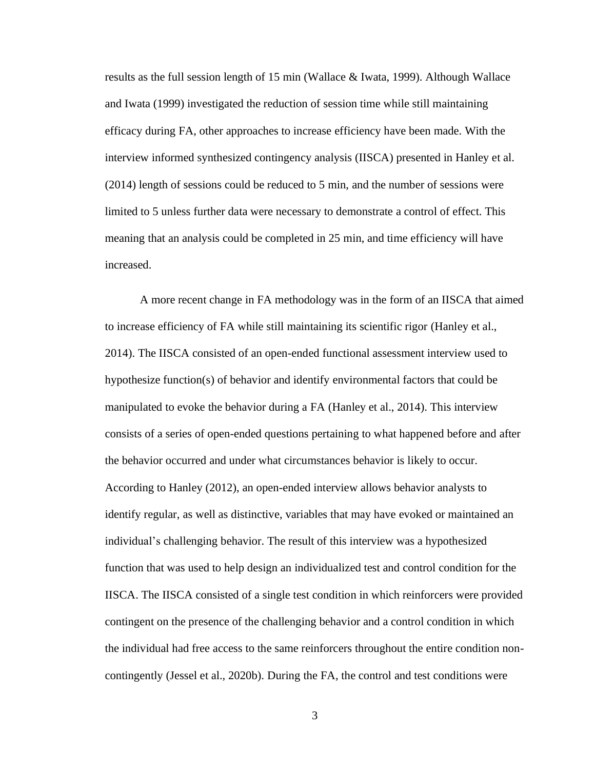results as the full session length of 15 min (Wallace & Iwata, 1999). Although Wallace and Iwata (1999) investigated the reduction of session time while still maintaining efficacy during FA, other approaches to increase efficiency have been made. With the interview informed synthesized contingency analysis (IISCA) presented in Hanley et al. (2014) length of sessions could be reduced to 5 min, and the number of sessions were limited to 5 unless further data were necessary to demonstrate a control of effect. This meaning that an analysis could be completed in 25 min, and time efficiency will have increased.

A more recent change in FA methodology was in the form of an IISCA that aimed to increase efficiency of FA while still maintaining its scientific rigor (Hanley et al., 2014). The IISCA consisted of an open-ended functional assessment interview used to hypothesize function(s) of behavior and identify environmental factors that could be manipulated to evoke the behavior during a FA (Hanley et al., 2014). This interview consists of a series of open-ended questions pertaining to what happened before and after the behavior occurred and under what circumstances behavior is likely to occur. According to Hanley (2012), an open-ended interview allows behavior analysts to identify regular, as well as distinctive, variables that may have evoked or maintained an individual's challenging behavior. The result of this interview was a hypothesized function that was used to help design an individualized test and control condition for the IISCA. The IISCA consisted of a single test condition in which reinforcers were provided contingent on the presence of the challenging behavior and a control condition in which the individual had free access to the same reinforcers throughout the entire condition non-contingently (Jessel et al., 2020b). During the FA, the control and test conditions were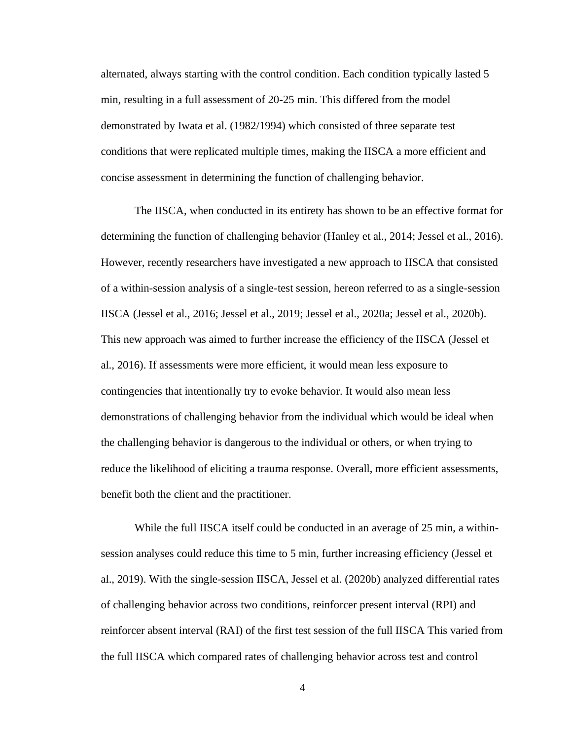alternated, always starting with the control condition. Each condition typically lasted 5 min, resulting in a full assessment of 20-25 min. This differed from the model demonstrated by Iwata et al. (1982/1994) which consisted of three separate test conditions that were replicated multiple times, making the IISCA a more efficient and concise assessment in determining the function of challenging behavior.

The IISCA, when conducted in its entirety has shown to be an effective format for determining the function of challenging behavior (Hanley et al., 2014; Jessel et al., 2016). However, recently researchers have investigated a new approach to IISCA that consisted of a within-session analysis of a single-test session, hereon referred to as a single-session IISCA (Jessel et al., 2016; Jessel et al., 2019; Jessel et al., 2020a; Jessel et al., 2020b). This new approach was aimed to further increase the efficiency of the IISCA (Jessel et al., 2016). If assessments were more efficient, it would mean less exposure to contingencies that intentionally try to evoke behavior. It would also mean less demonstrations of challenging behavior from the individual which would be ideal when the challenging behavior is dangerous to the individual or others, or when trying to reduce the likelihood of eliciting a trauma response. Overall, more efficient assessments, benefit both the client and the practitioner.

While the full IISCA itself could be conducted in an average of 25 min, a within-session analyses could reduce this time to 5 min, further increasing efficiency (Jessel et al., 2019). With the single-session IISCA, Jessel et al. (2020b) analyzed differential rates of challenging behavior across two conditions, reinforcer present interval (RPI) and reinforcer absent interval (RAI) of the first test session of the full IISCA This varied from the full IISCA which compared rates of challenging behavior across test and control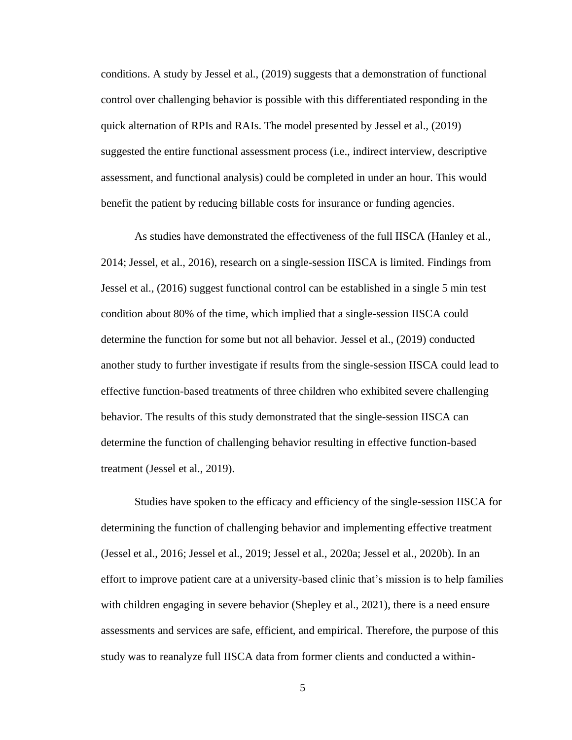conditions. A study by Jessel et al., (2019) suggests that a demonstration of functional control over challenging behavior is possible with this differentiated responding in the quick alternation of RPIs and RAIs. The model presented by Jessel et al., (2019) suggested the entire functional assessment process (i.e., indirect interview, descriptive assessment, and functional analysis) could be completed in under an hour. This would benefit the patient by reducing billable costs for insurance or funding agencies.

As studies have demonstrated the effectiveness of the full IISCA (Hanley et al., 2014; Jessel, et al., 2016), research on a single-session IISCA is limited. Findings from Jessel et al., (2016) suggest functional control can be established in a single 5 min test condition about 80% of the time, which implied that a single-session IISCA could determine the function for some but not all behavior. Jessel et al., (2019) conducted another study to further investigate if results from the single-session IISCA could lead to effective function-based treatments of three children who exhibited severe challenging behavior. The results of this study demonstrated that the single-session IISCA can determine the function of challenging behavior resulting in effective function-based treatment (Jessel et al., 2019).

Studies have spoken to the efficacy and efficiency of the single-session IISCA for determining the function of challenging behavior and implementing effective treatment (Jessel et al., 2016; Jessel et al., 2019; Jessel et al., 2020a; Jessel et al., 2020b). In an effort to improve patient care at a university-based clinic that's mission is to help families with children engaging in severe behavior (Shepley et al., 2021), there is a need ensure assessments and services are safe, efficient, and empirical. Therefore, the purpose of this study was to reanalyze full IISCA data from former clients and conducted a within-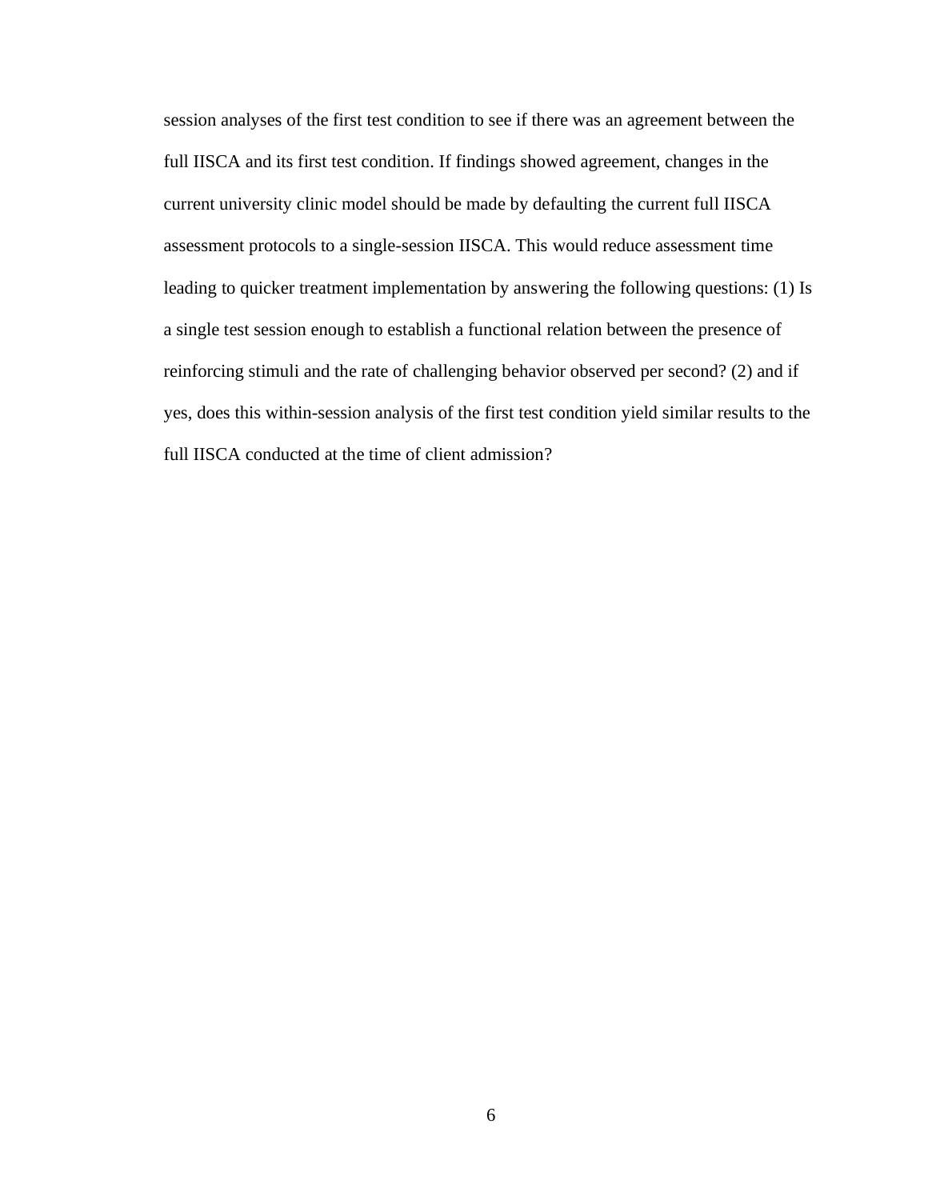session analyses of the first test condition to see if there was an agreement between the full IISCA and its first test condition. If findings showed agreement, changes in the current university clinic model should be made by defaulting the current full IISCA assessment protocols to a single-session IISCA. This would reduce assessment time leading to quicker treatment implementation by answering the following questions: (1) Is a single test session enough to establish a functional relation between the presence of reinforcing stimuli and the rate of challenging behavior observed per second? (2) and if yes, does this within-session analysis of the first test condition yield similar results to the full IISCA conducted at the time of client admission?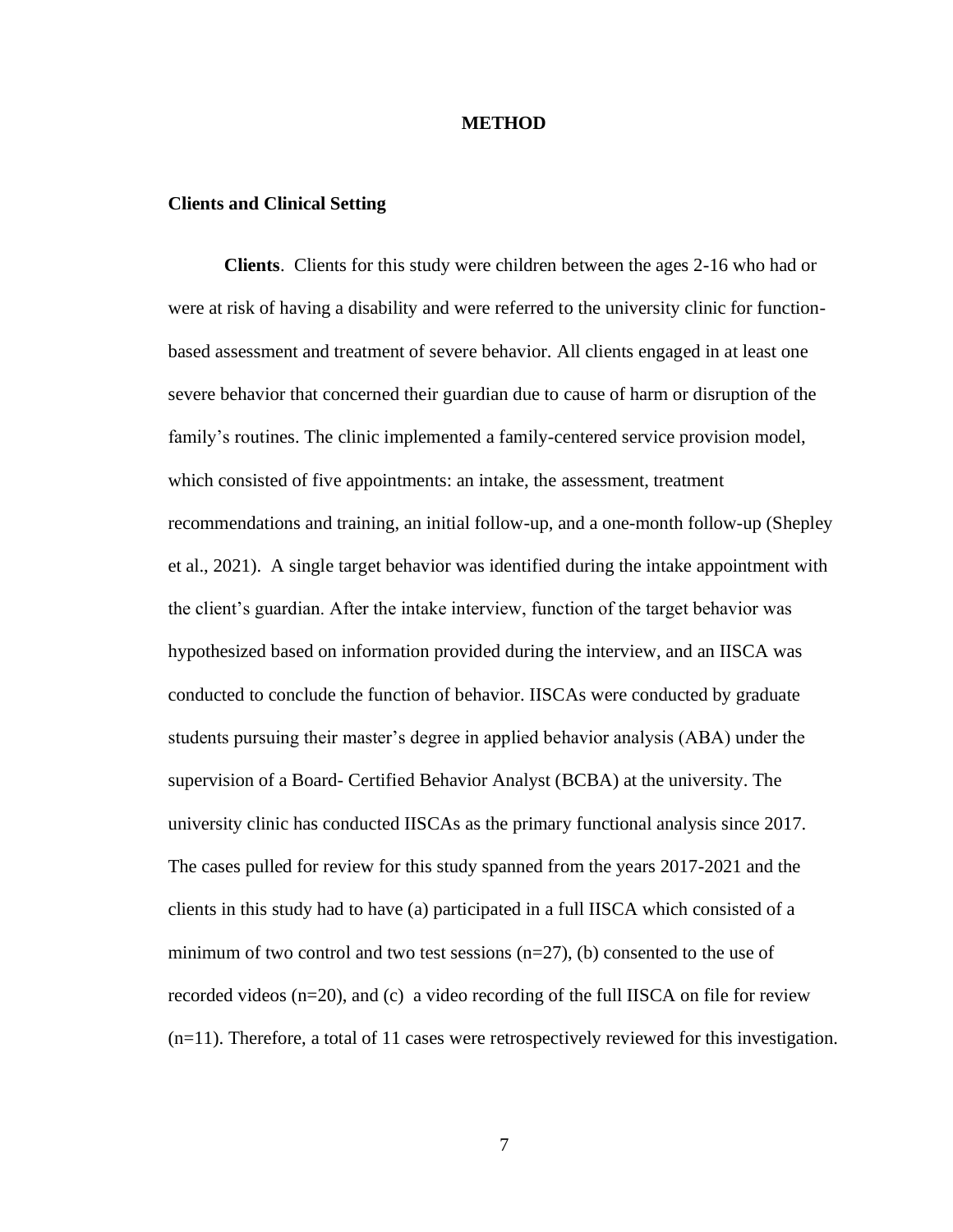# METHOD

## Clients and Clinical Setting

**Clients**. Clients for this study were children between the ages 2-16 who had or were at risk of having a disability and were referred to the university clinic for function-based assessment and treatment of severe behavior. All clients engaged in at least one severe behavior that concerned their guardian due to cause of harm or disruption of the family's routines. The clinic implemented a family-centered service provision model, which consisted of five appointments: an intake, the assessment, treatment recommendations and training, an initial follow-up, and a one-month follow-up (Shepley et al., 2021). A single target behavior was identified during the intake appointment with the client's guardian. After the intake interview, function of the target behavior was hypothesized based on information provided during the interview, and an IISCA was conducted to conclude the function of behavior. IISCAs were conducted by graduate students pursuing their master's degree in applied behavior analysis (ABA) under the supervision of a Board- Certified Behavior Analyst (BCBA) at the university. The university clinic has conducted IISCAs as the primary functional analysis since 2017. The cases pulled for review for this study spanned from the years 2017-2021 and the clients in this study had to have (a) participated in a full IISCA which consisted of a minimum of two control and two test sessions (n=27), (b) consented to the use of recorded videos (n=20), and (c) a video recording of the full IISCA on file for review (n=11). Therefore, a total of 11 cases were retrospectively reviewed for this investigation.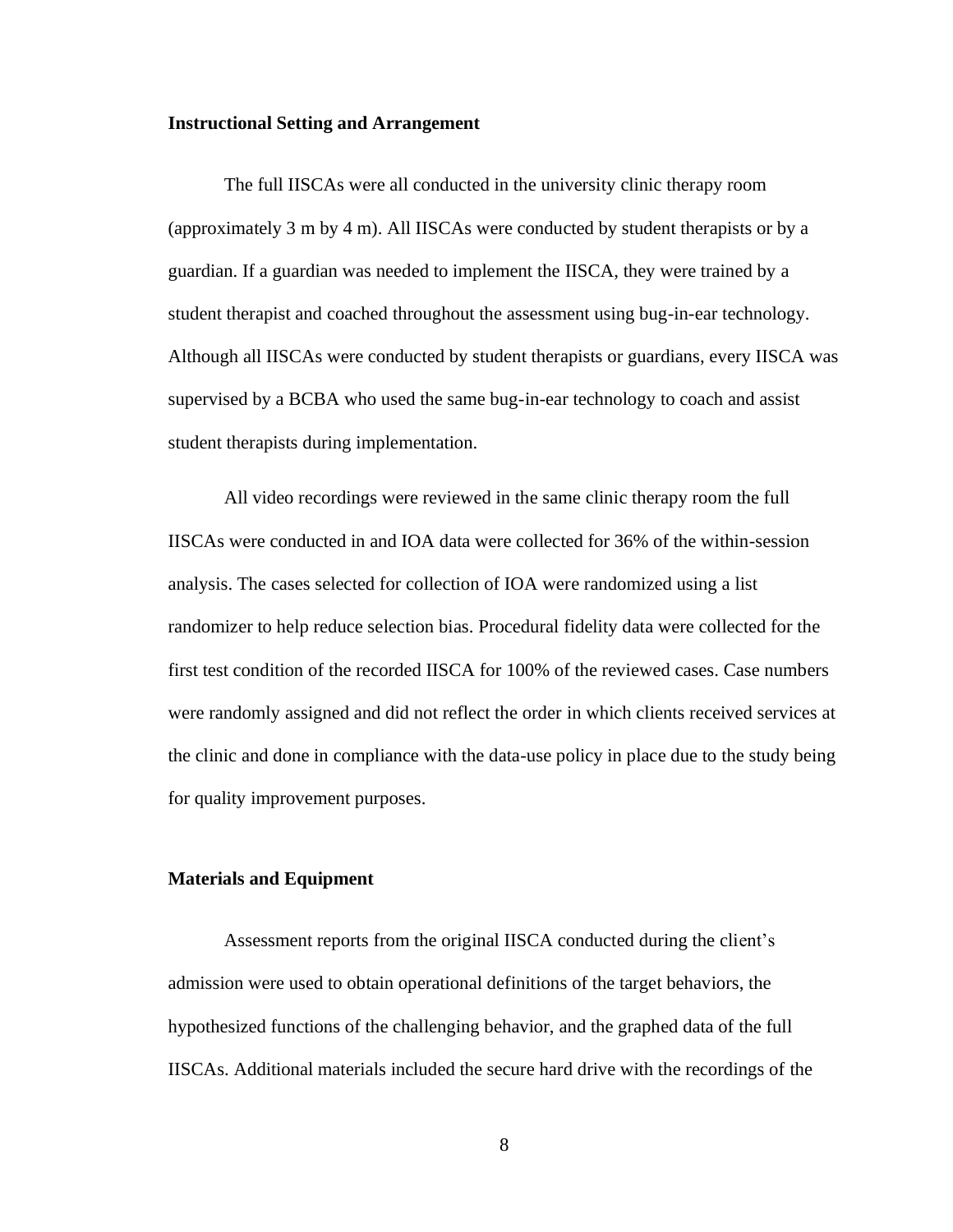**Instructional Setting and Arrangement**

The full IISCAs were all conducted in the university clinic therapy room (approximately 3 m by 4 m). All IISCAs were conducted by student therapists or by a guardian. If a guardian was needed to implement the IISCA, they were trained by a student therapist and coached throughout the assessment using bug-in-ear technology. Although all IISCAs were conducted by student therapists or guardians, every IISCA was supervised by a BCBA who used the same bug-in-ear technology to coach and assist student therapists during implementation.

All video recordings were reviewed in the same clinic therapy room the full IISCAs were conducted in and IOA data were collected for 36% of the within-session analysis. The cases selected for collection of IOA were randomized using a list randomizer to help reduce selection bias. Procedural fidelity data were collected for the first test condition of the recorded IISCA for 100% of the reviewed cases. Case numbers were randomly assigned and did not reflect the order in which clients received services at the clinic and done in compliance with the data-use policy in place due to the study being for quality improvement purposes.

**Materials and Equipment**

Assessment reports from the original IISCA conducted during the client's admission were used to obtain operational definitions of the target behaviors, the hypothesized functions of the challenging behavior, and the graphed data of the full IISCAs. Additional materials included the secure hard drive with the recordings of the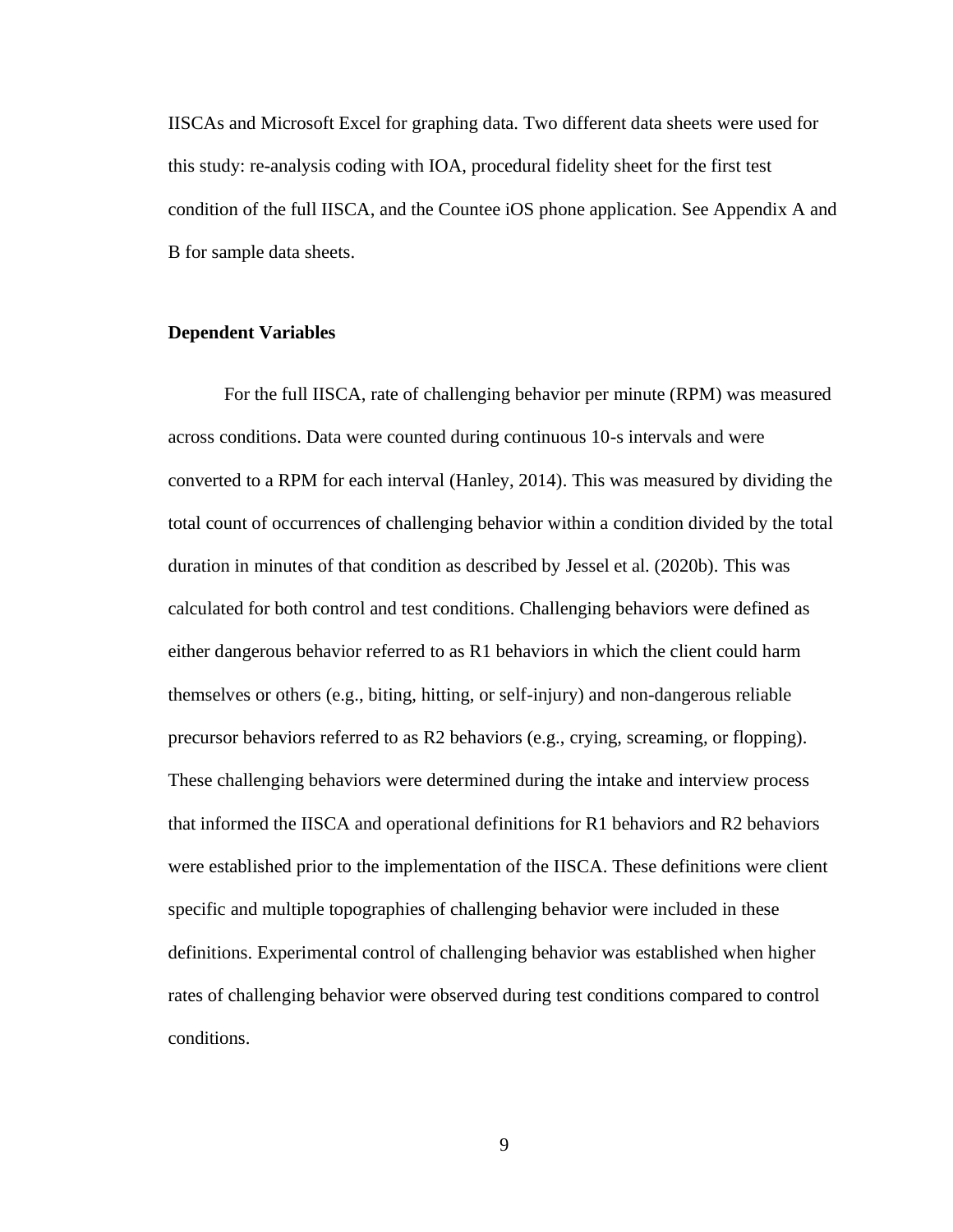IISCAs and Microsoft Excel for graphing data. Two different data sheets were used for this study: re-analysis coding with IOA, procedural fidelity sheet for the first test condition of the full IISCA, and the Countee iOS phone application. See Appendix A and B for sample data sheets.

### Dependent Variables

For the full IISCA, rate of challenging behavior per minute (RPM) was measured across conditions. Data were counted during continuous 10-s intervals and were converted to a RPM for each interval (Hanley, 2014). This was measured by dividing the total count of occurrences of challenging behavior within a condition divided by the total duration in minutes of that condition as described by Jessel et al. (2020b). This was calculated for both control and test conditions. Challenging behaviors were defined as either dangerous behavior referred to as R1 behaviors in which the client could harm themselves or others (e.g., biting, hitting, or self-injury) and non-dangerous reliable precursor behaviors referred to as R2 behaviors (e.g., crying, screaming, or flopping). These challenging behaviors were determined during the intake and interview process that informed the IISCA and operational definitions for R1 behaviors and R2 behaviors were established prior to the implementation of the IISCA. These definitions were client specific and multiple topographies of challenging behavior were included in these definitions. Experimental control of challenging behavior was established when higher rates of challenging behavior were observed during test conditions compared to control conditions.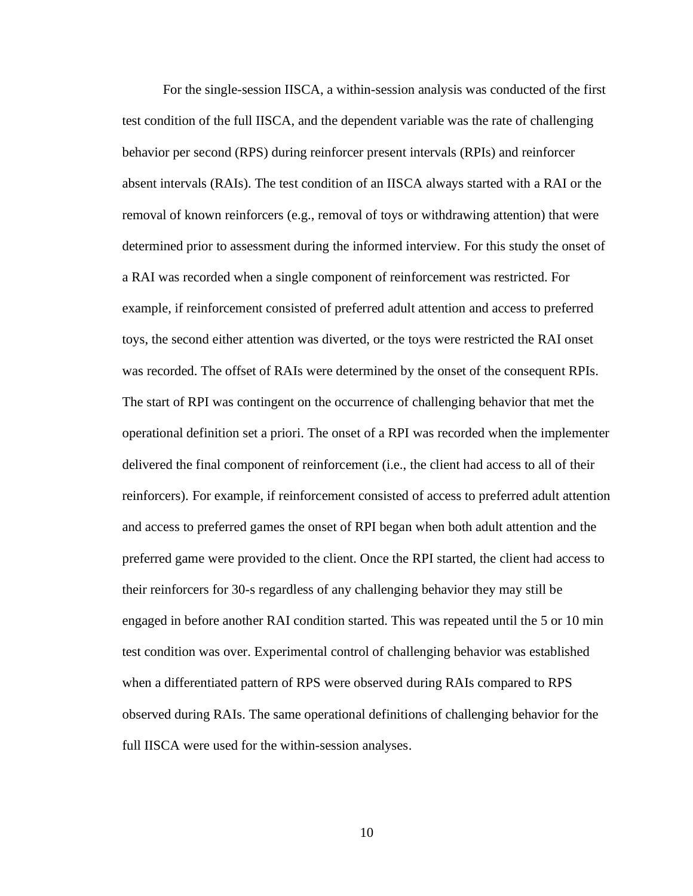For the single-session IISCA, a within-session analysis was conducted of the first test condition of the full IISCA, and the dependent variable was the rate of challenging behavior per second (RPS) during reinforcer present intervals (RPIs) and reinforcer absent intervals (RAIs). The test condition of an IISCA always started with a RAI or the removal of known reinforcers (e.g., removal of toys or withdrawing attention) that were determined prior to assessment during the informed interview. For this study the onset of a RAI was recorded when a single component of reinforcement was restricted. For example, if reinforcement consisted of preferred adult attention and access to preferred toys, the second either attention was diverted, or the toys were restricted the RAI onset was recorded. The offset of RAIs were determined by the onset of the consequent RPIs. The start of RPI was contingent on the occurrence of challenging behavior that met the operational definition set a priori. The onset of a RPI was recorded when the implementer delivered the final component of reinforcement (i.e., the client had access to all of their reinforcers). For example, if reinforcement consisted of access to preferred adult attention and access to preferred games the onset of RPI began when both adult attention and the preferred game were provided to the client. Once the RPI started, the client had access to their reinforcers for 30-s regardless of any challenging behavior they may still be engaged in before another RAI condition started. This was repeated until the 5 or 10 min test condition was over. Experimental control of challenging behavior was established when a differentiated pattern of RPS were observed during RAIs compared to RPS observed during RAIs. The same operational definitions of challenging behavior for the full IISCA were used for the within-session analyses.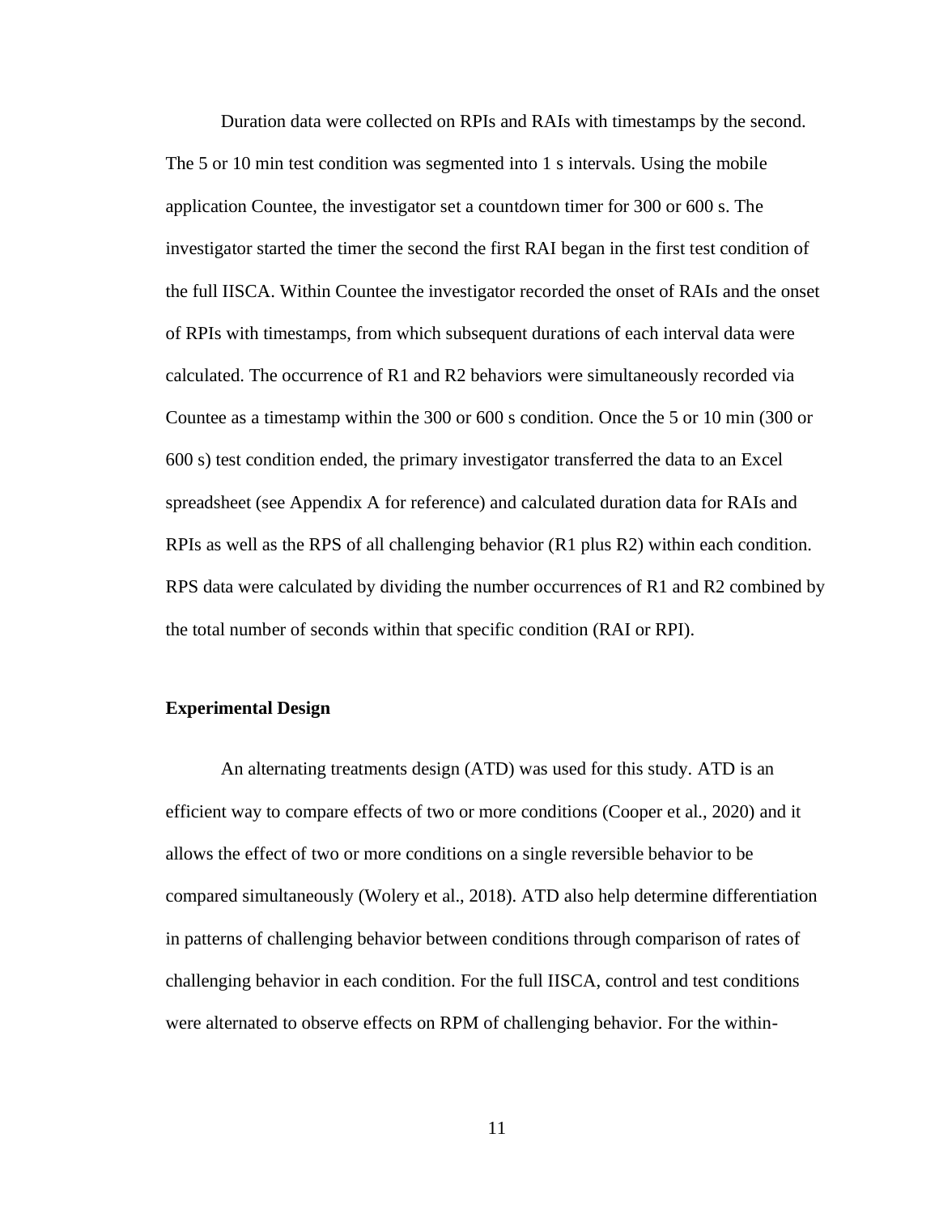Duration data were collected on RPIs and RAIs with timestamps by the second. The 5 or 10 min test condition was segmented into 1 s intervals. Using the mobile application Countee, the investigator set a countdown timer for 300 or 600 s. The investigator started the timer the second the first RAI began in the first test condition of the full IISCA. Within Countee the investigator recorded the onset of RAIs and the onset of RPIs with timestamps, from which subsequent durations of each interval data were calculated. The occurrence of R1 and R2 behaviors were simultaneously recorded via Countee as a timestamp within the 300 or 600 s condition. Once the 5 or 10 min (300 or 600 s) test condition ended, the primary investigator transferred the data to an Excel spreadsheet (see Appendix A for reference) and calculated duration data for RAIs and RPIs as well as the RPS of all challenging behavior (R1 plus R2) within each condition. RPS data were calculated by dividing the number occurrences of R1 and R2 combined by the total number of seconds within that specific condition (RAI or RPI).

### Experimental Design

An alternating treatments design (ATD) was used for this study. ATD is an efficient way to compare effects of two or more conditions (Cooper et al., 2020) and it allows the effect of two or more conditions on a single reversible behavior to be compared simultaneously (Wolery et al., 2018). ATD also help determine differentiation in patterns of challenging behavior between conditions through comparison of rates of challenging behavior in each condition. For the full IISCA, control and test conditions were alternated to observe effects on RPM of challenging behavior. For the within-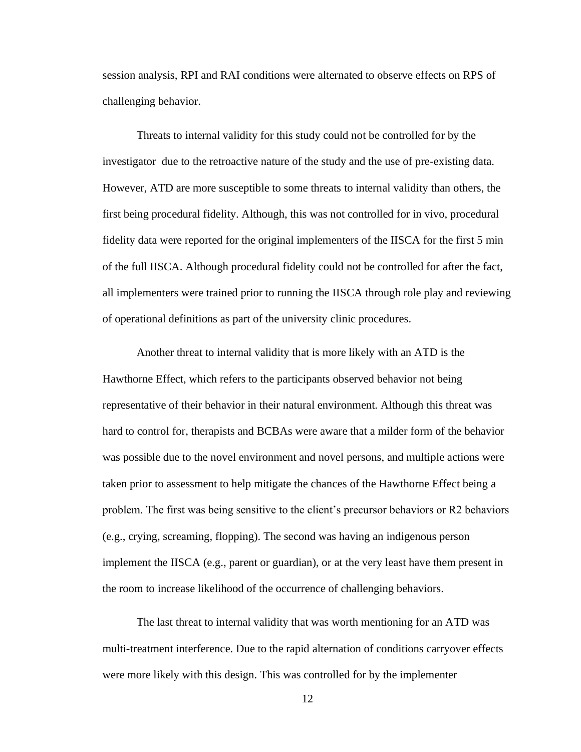session analysis, RPI and RAI conditions were alternated to observe effects on RPS of challenging behavior.

Threats to internal validity for this study could not be controlled for by the investigator due to the retroactive nature of the study and the use of pre-existing data. However, ATD are more susceptible to some threats to internal validity than others, the first being procedural fidelity. Although, this was not controlled for in vivo, procedural fidelity data were reported for the original implementers of the IISCA for the first 5 min of the full IISCA. Although procedural fidelity could not be controlled for after the fact, all implementers were trained prior to running the IISCA through role play and reviewing of operational definitions as part of the university clinic procedures.

Another threat to internal validity that is more likely with an ATD is the Hawthorne Effect, which refers to the participants observed behavior not being representative of their behavior in their natural environment. Although this threat was hard to control for, therapists and BCBAs were aware that a milder form of the behavior was possible due to the novel environment and novel persons, and multiple actions were taken prior to assessment to help mitigate the chances of the Hawthorne Effect being a problem. The first was being sensitive to the client's precursor behaviors or R2 behaviors (e.g., crying, screaming, flopping). The second was having an indigenous person implement the IISCA (e.g., parent or guardian), or at the very least have them present in the room to increase likelihood of the occurrence of challenging behaviors.

The last threat to internal validity that was worth mentioning for an ATD was multi-treatment interference. Due to the rapid alternation of conditions carryover effects were more likely with this design. This was controlled for by the implementer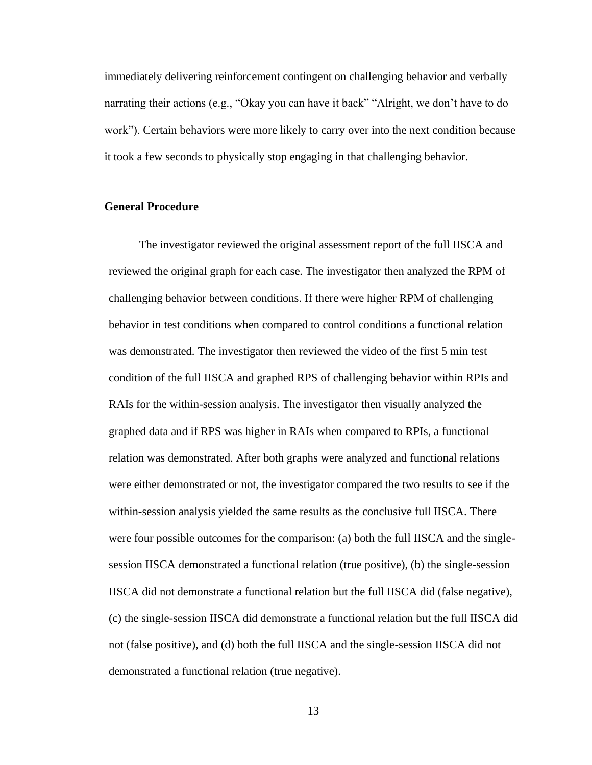immediately delivering reinforcement contingent on challenging behavior and verbally narrating their actions (e.g., "Okay you can have it back" "Alright, we don't have to do work"). Certain behaviors were more likely to carry over into the next condition because it took a few seconds to physically stop engaging in that challenging behavior.

**General Procedure**

The investigator reviewed the original assessment report of the full IISCA and reviewed the original graph for each case. The investigator then analyzed the RPM of challenging behavior between conditions. If there were higher RPM of challenging behavior in test conditions when compared to control conditions a functional relation was demonstrated. The investigator then reviewed the video of the first 5 min test condition of the full IISCA and graphed RPS of challenging behavior within RPIs and RAIs for the within-session analysis. The investigator then visually analyzed the graphed data and if RPS was higher in RAIs when compared to RPIs, a functional relation was demonstrated. After both graphs were analyzed and functional relations were either demonstrated or not, the investigator compared the two results to see if the within-session analysis yielded the same results as the conclusive full IISCA. There were four possible outcomes for the comparison: (a) both the full IISCA and the single-session IISCA demonstrated a functional relation (true positive), (b) the single-session IISCA did not demonstrate a functional relation but the full IISCA did (false negative), (c) the single-session IISCA did demonstrate a functional relation but the full IISCA did not (false positive), and (d) both the full IISCA and the single-session IISCA did not demonstrated a functional relation (true negative).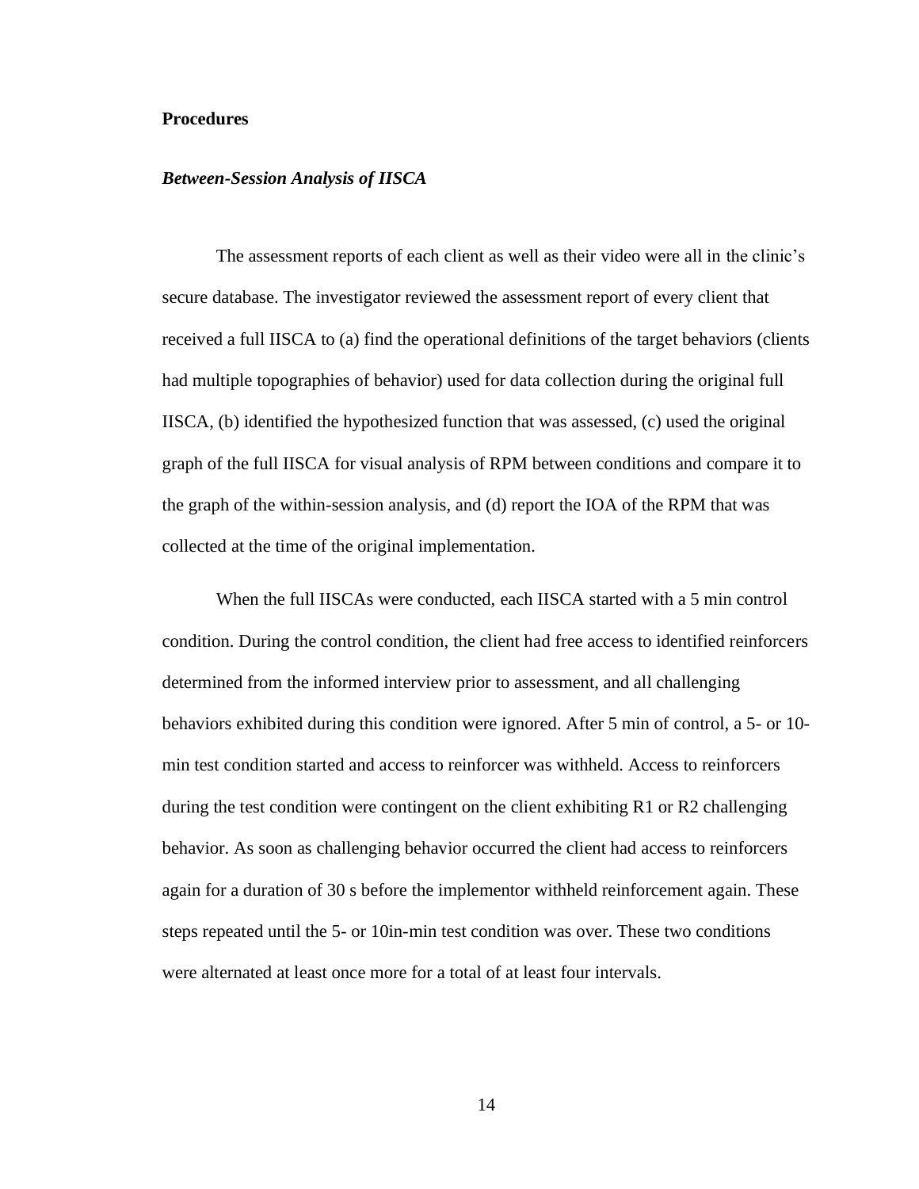**Procedures**

***Between-Session Analysis of IISCA***

The assessment reports of each client as well as their video were all in the clinic's secure database. The investigator reviewed the assessment report of every client that received a full IISCA to (a) find the operational definitions of the target behaviors (clients had multiple topographies of behavior) used for data collection during the original full IISCA, (b) identified the hypothesized function that was assessed, (c) used the original graph of the full IISCA for visual analysis of RPM between conditions and compare it to the graph of the within-session analysis, and (d) report the IOA of the RPM that was collected at the time of the original implementation.

When the full IISCAs were conducted, each IISCA started with a 5 min control condition. During the control condition, the client had free access to identified reinforcers determined from the informed interview prior to assessment, and all challenging behaviors exhibited during this condition were ignored. After 5 min of control, a 5- or 10-min test condition started and access to reinforcer was withheld. Access to reinforcers during the test condition were contingent on the client exhibiting R1 or R2 challenging behavior. As soon as challenging behavior occurred the client had access to reinforcers again for a duration of 30 s before the implementor withheld reinforcement again. These steps repeated until the 5- or 10in-min test condition was over. These two conditions were alternated at least once more for a total of at least four intervals.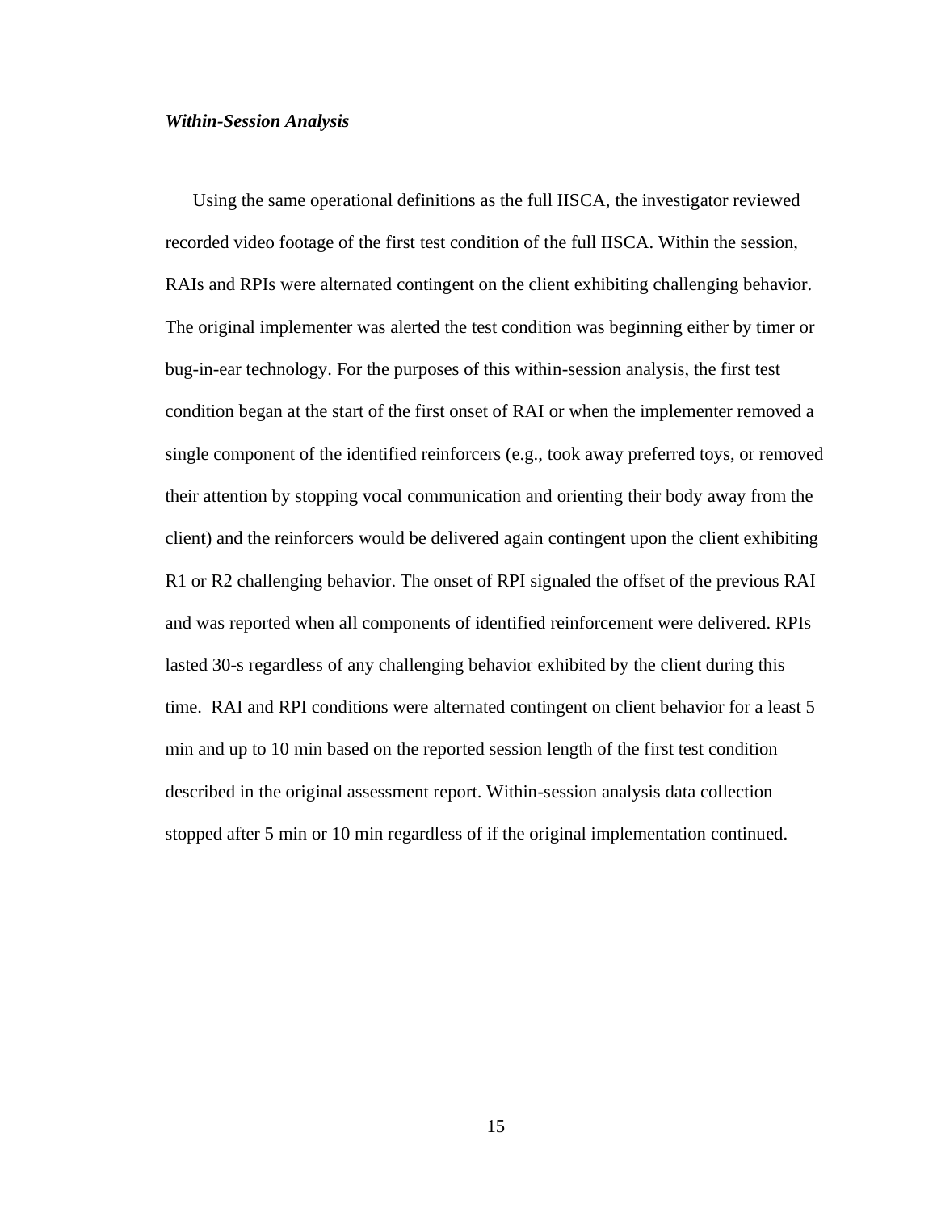### *Within-Session Analysis*

Using the same operational definitions as the full IISCA, the investigator reviewed recorded video footage of the first test condition of the full IISCA. Within the session, RAIs and RPIs were alternated contingent on the client exhibiting challenging behavior. The original implementer was alerted the test condition was beginning either by timer or bug-in-ear technology. For the purposes of this within-session analysis, the first test condition began at the start of the first onset of RAI or when the implementer removed a single component of the identified reinforcers (e.g., took away preferred toys, or removed their attention by stopping vocal communication and orienting their body away from the client) and the reinforcers would be delivered again contingent upon the client exhibiting R1 or R2 challenging behavior. The onset of RPI signaled the offset of the previous RAI and was reported when all components of identified reinforcement were delivered. RPIs lasted 30-s regardless of any challenging behavior exhibited by the client during this time. RAI and RPI conditions were alternated contingent on client behavior for a least 5 min and up to 10 min based on the reported session length of the first test condition described in the original assessment report. Within-session analysis data collection stopped after 5 min or 10 min regardless of if the original implementation continued.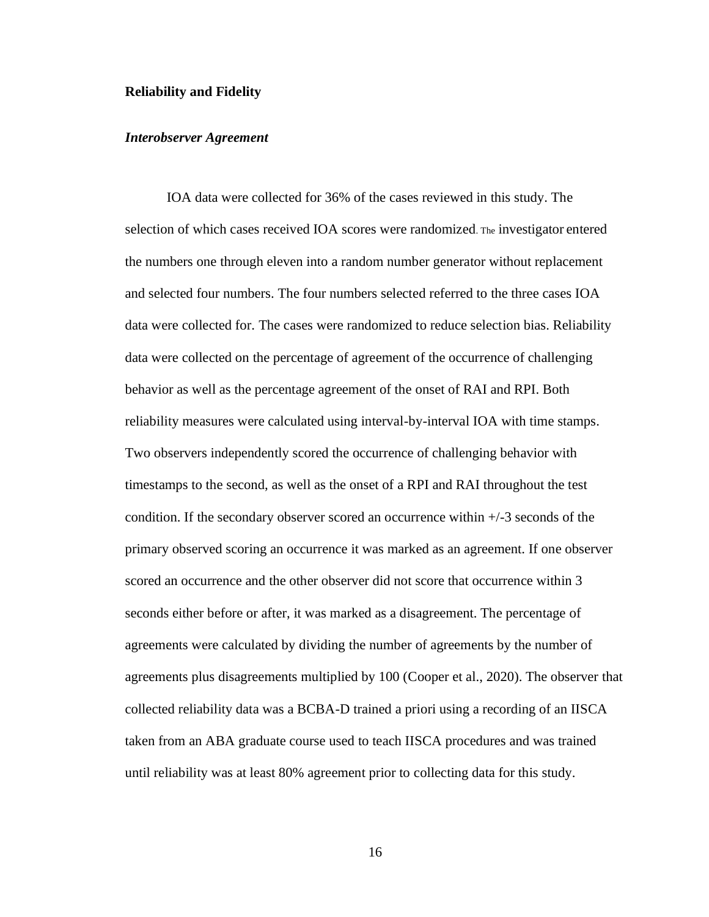**Reliability and Fidelity**

***Interobserver Agreement***

IOA data were collected for 36% of the cases reviewed in this study. The selection of which cases received IOA scores were randomized. The investigator entered the numbers one through eleven into a random number generator without replacement and selected four numbers. The four numbers selected referred to the three cases IOA data were collected for. The cases were randomized to reduce selection bias. Reliability data were collected on the percentage of agreement of the occurrence of challenging behavior as well as the percentage agreement of the onset of RAI and RPI. Both reliability measures were calculated using interval-by-interval IOA with time stamps. Two observers independently scored the occurrence of challenging behavior with timestamps to the second, as well as the onset of a RPI and RAI throughout the test condition. If the secondary observer scored an occurrence within +/-3 seconds of the primary observed scoring an occurrence it was marked as an agreement. If one observer scored an occurrence and the other observer did not score that occurrence within 3 seconds either before or after, it was marked as a disagreement. The percentage of agreements were calculated by dividing the number of agreements by the number of agreements plus disagreements multiplied by 100 (Cooper et al., 2020). The observer that collected reliability data was a BCBA-D trained a priori using a recording of an IISCA taken from an ABA graduate course used to teach IISCA procedures and was trained until reliability was at least 80% agreement prior to collecting data for this study.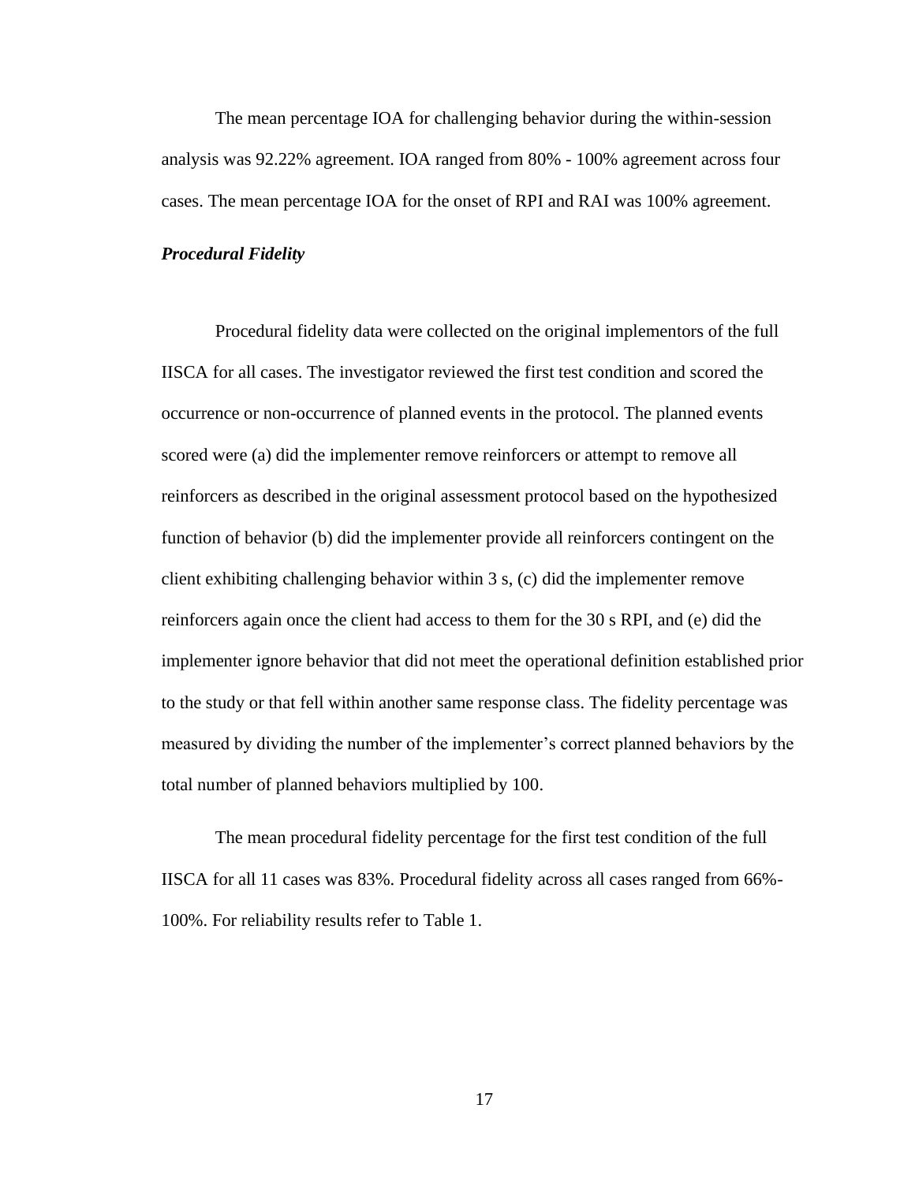The mean percentage IOA for challenging behavior during the within-session analysis was 92.22% agreement. IOA ranged from 80% - 100% agreement across four cases. The mean percentage IOA for the onset of RPI and RAI was 100% agreement.

### ***Procedural Fidelity***

Procedural fidelity data were collected on the original implementors of the full IISCA for all cases. The investigator reviewed the first test condition and scored the occurrence or non-occurrence of planned events in the protocol. The planned events scored were (a) did the implementer remove reinforcers or attempt to remove all reinforcers as described in the original assessment protocol based on the hypothesized function of behavior (b) did the implementer provide all reinforcers contingent on the client exhibiting challenging behavior within 3 s, (c) did the implementer remove reinforcers again once the client had access to them for the 30 s RPI, and (e) did the implementer ignore behavior that did not meet the operational definition established prior to the study or that fell within another same response class. The fidelity percentage was measured by dividing the number of the implementer's correct planned behaviors by the total number of planned behaviors multiplied by 100.

The mean procedural fidelity percentage for the first test condition of the full IISCA for all 11 cases was 83%. Procedural fidelity across all cases ranged from 66%-100%. For reliability results refer to Table 1.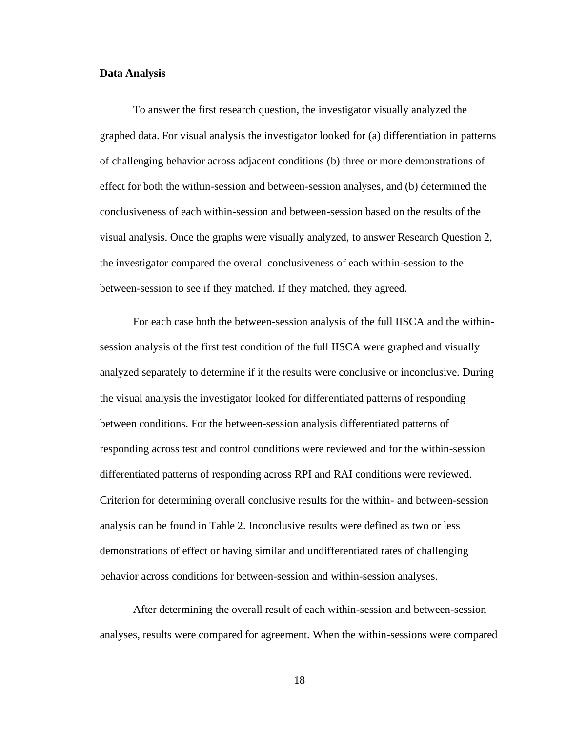**Data Analysis**

To answer the first research question, the investigator visually analyzed the graphed data. For visual analysis the investigator looked for (a) differentiation in patterns of challenging behavior across adjacent conditions (b) three or more demonstrations of effect for both the within-session and between-session analyses, and (b) determined the conclusiveness of each within-session and between-session based on the results of the visual analysis. Once the graphs were visually analyzed, to answer Research Question 2, the investigator compared the overall conclusiveness of each within-session to the between-session to see if they matched. If they matched, they agreed.

For each case both the between-session analysis of the full IISCA and the within-session analysis of the first test condition of the full IISCA were graphed and visually analyzed separately to determine if it the results were conclusive or inconclusive. During the visual analysis the investigator looked for differentiated patterns of responding between conditions. For the between-session analysis differentiated patterns of responding across test and control conditions were reviewed and for the within-session differentiated patterns of responding across RPI and RAI conditions were reviewed. Criterion for determining overall conclusive results for the within- and between-session analysis can be found in Table 2. Inconclusive results were defined as two or less demonstrations of effect or having similar and undifferentiated rates of challenging behavior across conditions for between-session and within-session analyses.

After determining the overall result of each within-session and between-session analyses, results were compared for agreement. When the within-sessions were compared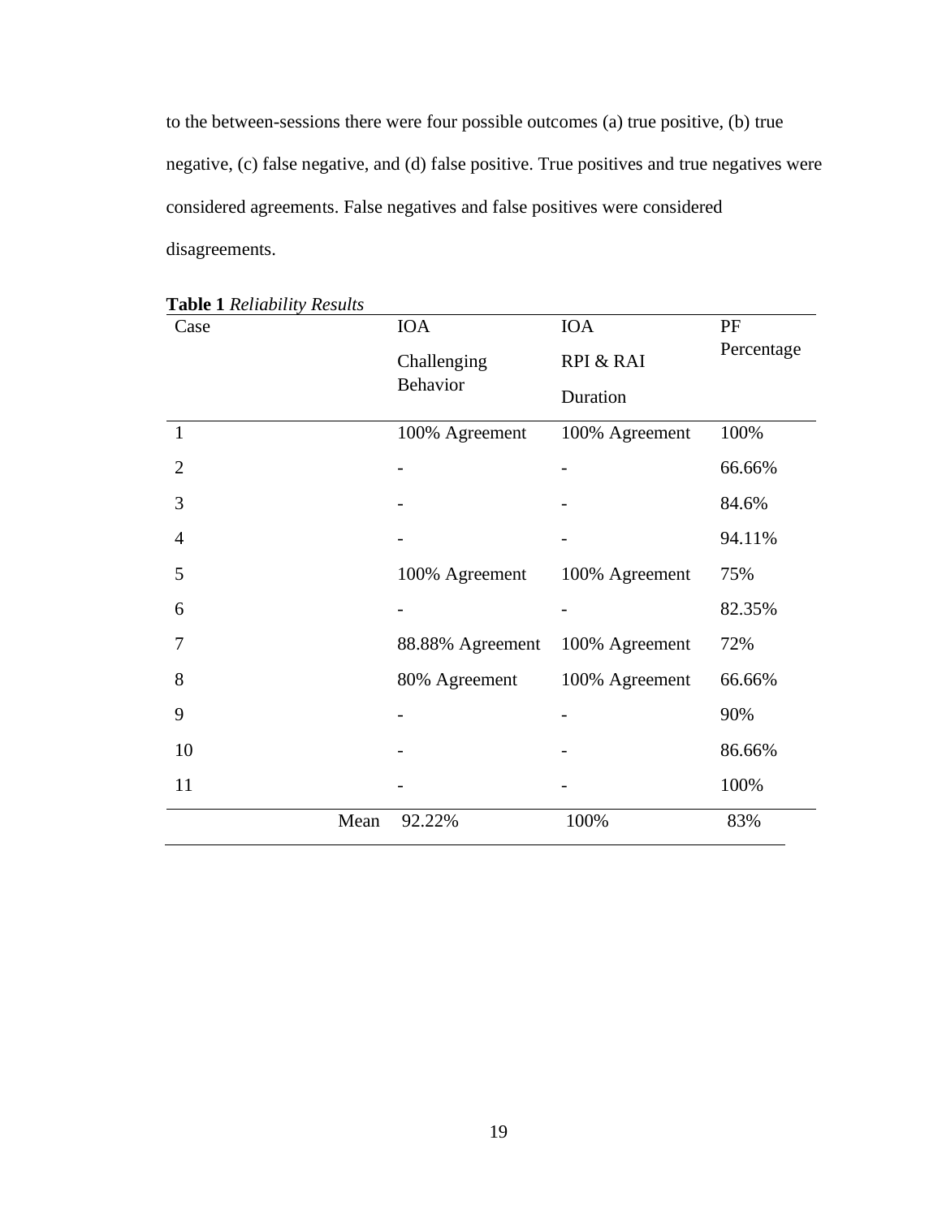to the between-sessions there were four possible outcomes (a) true positive, (b) true negative, (c) false negative, and (d) false positive. True positives and true negatives were considered agreements. False negatives and false positives were considered disagreements.

**Table 1** *Reliability Results*

| Case | IOA Challenging Behavior | IOA RPI & RAI Duration | PF Percentage |
|---|---|---|---|
| 1 | 100% Agreement | 100% Agreement | 100% |
| 2 | - | - | 66.66% |
| 3 | - | - | 84.6% |
| 4 | - | - | 94.11% |
| 5 | 100% Agreement | 100% Agreement | 75% |
| 6 | - | - | 82.35% |
| 7 | 88.88% Agreement | 100% Agreement | 72% |
| 8 | 80% Agreement | 100% Agreement | 66.66% |
| 9 | - | - | 90% |
| 10 | - | - | 86.66% |
| 11 | - | - | 100% |
| Mean | 92.22% | 100% | 83% |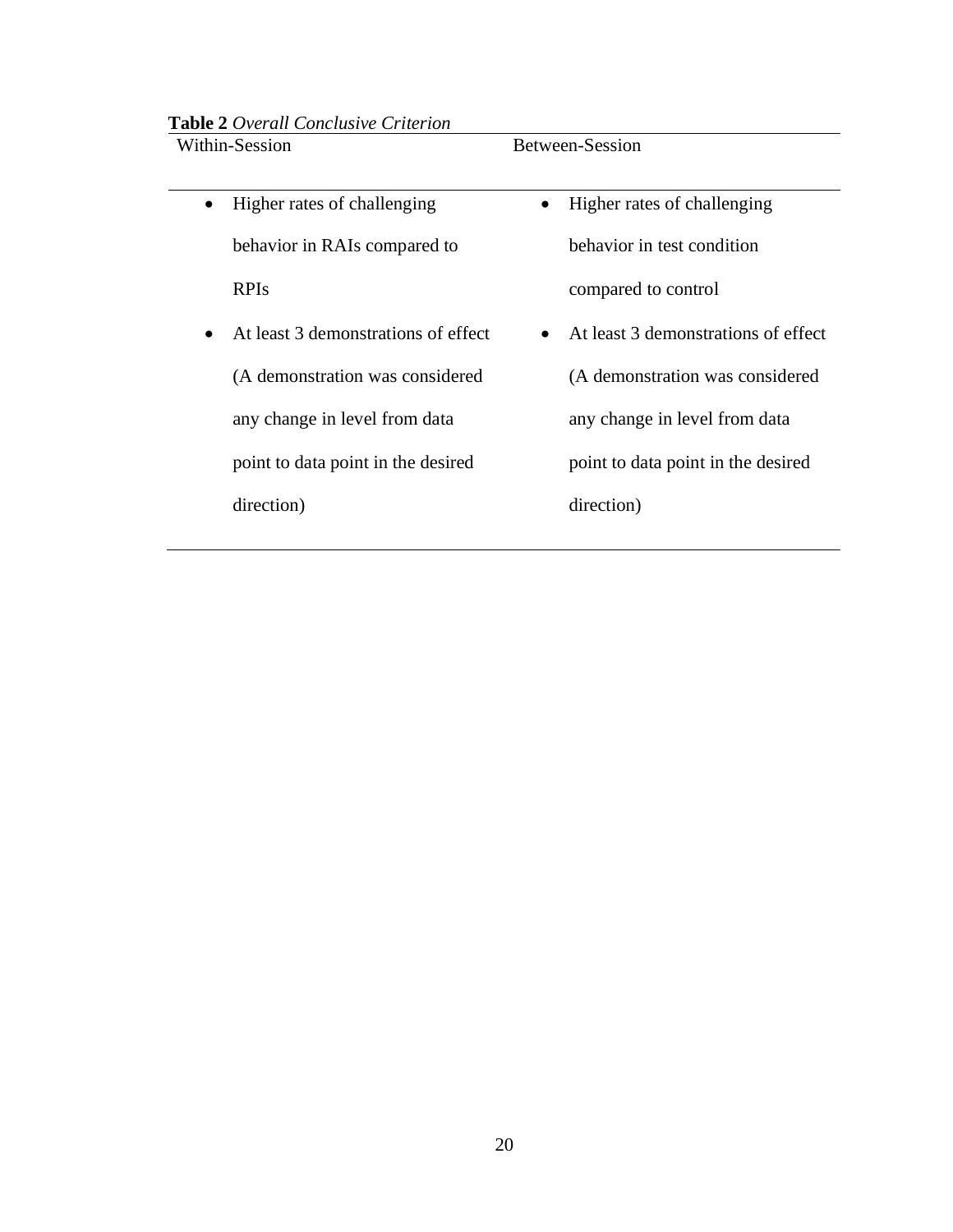**Table 2** *Overall Conclusive Criterion*

| Within-Session | Between-Session |
|---|---|
| • Higher rates of challenging behavior in RAIs compared to RPIs<br>• At least 3 demonstrations of effect (A demonstration was considered any change in level from data point to data point in the desired direction) | • Higher rates of challenging behavior in test condition compared to control<br>• At least 3 demonstrations of effect (A demonstration was considered any change in level from data point to data point in the desired direction) |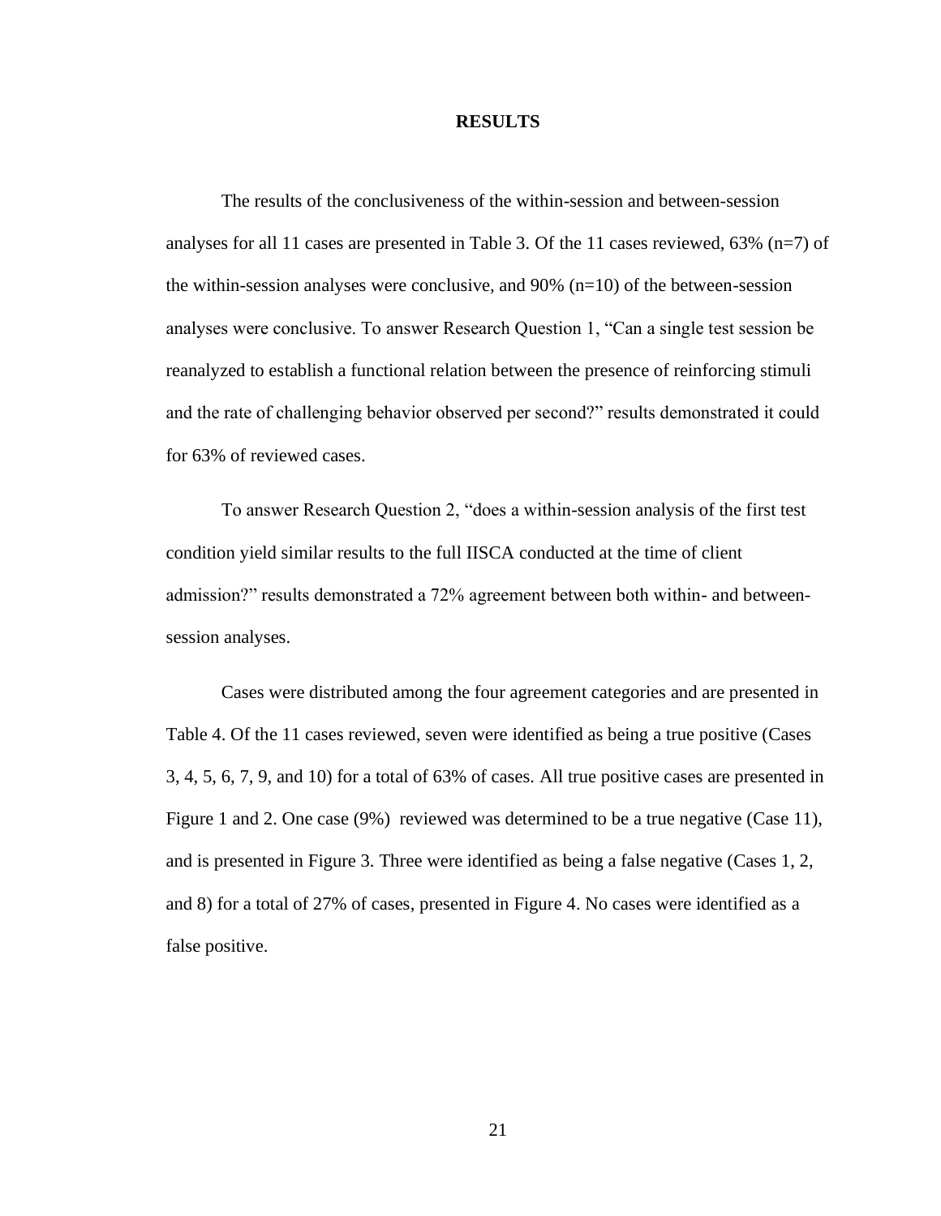# RESULTS

The results of the conclusiveness of the within-session and between-session analyses for all 11 cases are presented in Table 3. Of the 11 cases reviewed, 63% (n=7) of the within-session analyses were conclusive, and 90% (n=10) of the between-session analyses were conclusive. To answer Research Question 1, "Can a single test session be reanalyzed to establish a functional relation between the presence of reinforcing stimuli and the rate of challenging behavior observed per second?" results demonstrated it could for 63% of reviewed cases.

To answer Research Question 2, "does a within-session analysis of the first test condition yield similar results to the full IISCA conducted at the time of client admission?" results demonstrated a 72% agreement between both within- and between-session analyses.

Cases were distributed among the four agreement categories and are presented in Table 4. Of the 11 cases reviewed, seven were identified as being a true positive (Cases 3, 4, 5, 6, 7, 9, and 10) for a total of 63% of cases. All true positive cases are presented in Figure 1 and 2. One case (9%) reviewed was determined to be a true negative (Case 11), and is presented in Figure 3. Three were identified as being a false negative (Cases 1, 2, and 8) for a total of 27% of cases, presented in Figure 4. No cases were identified as a false positive.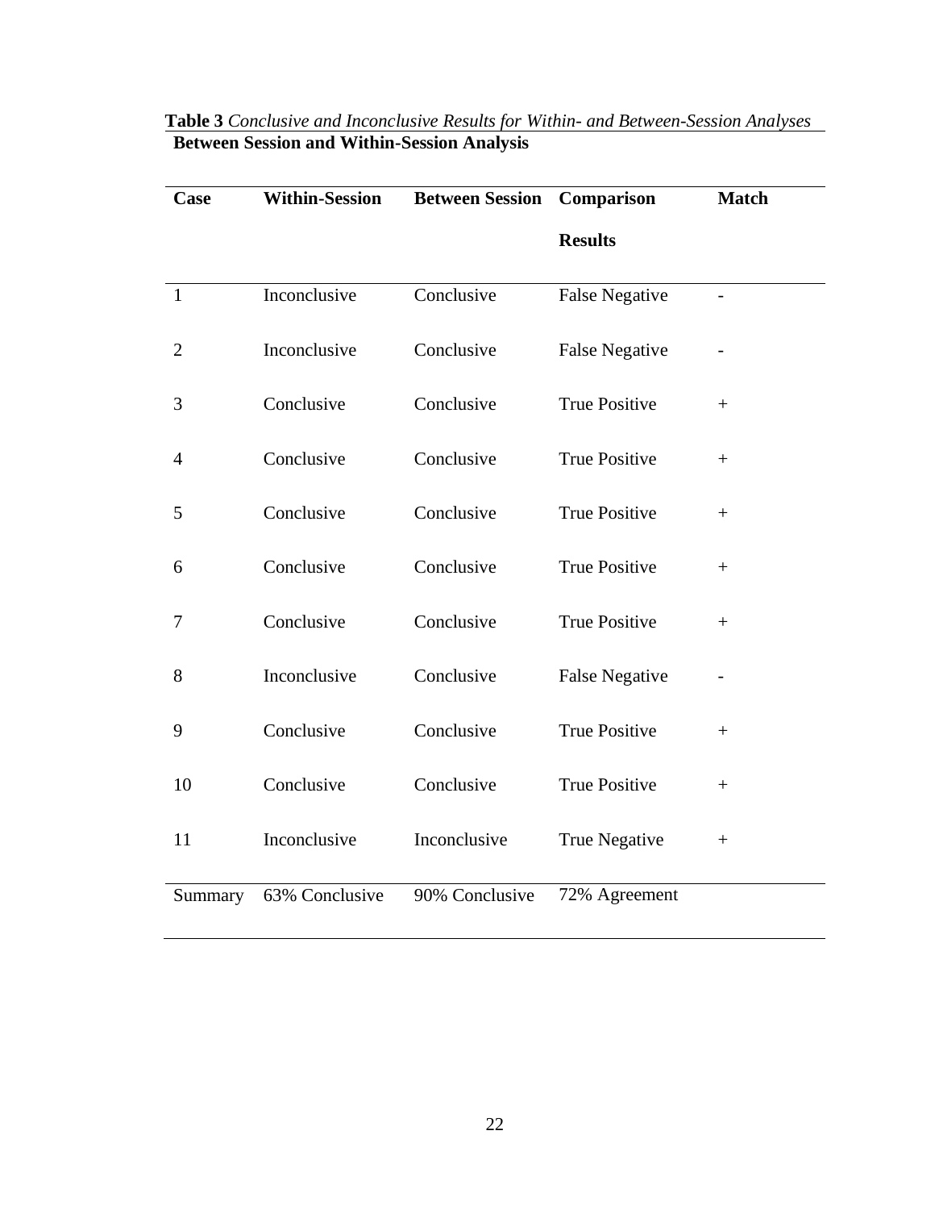**Table 3** *Conclusive and Inconclusive Results for Within- and Between-Session Analyses*

**Between Session and Within-Session Analysis**

| Case | Within-Session | Between Session | Comparison Results | Match |
|---|---|---|---|---|
| 1 | Inconclusive | Conclusive | False Negative | - |
| 2 | Inconclusive | Conclusive | False Negative | - |
| 3 | Conclusive | Conclusive | True Positive | + |
| 4 | Conclusive | Conclusive | True Positive | + |
| 5 | Conclusive | Conclusive | True Positive | + |
| 6 | Conclusive | Conclusive | True Positive | + |
| 7 | Conclusive | Conclusive | True Positive | + |
| 8 | Inconclusive | Conclusive | False Negative | - |
| 9 | Conclusive | Conclusive | True Positive | + |
| 10 | Conclusive | Conclusive | True Positive | + |
| 11 | Inconclusive | Inconclusive | True Negative | + |
| Summary | 63% Conclusive | 90% Conclusive | 72% Agreement | |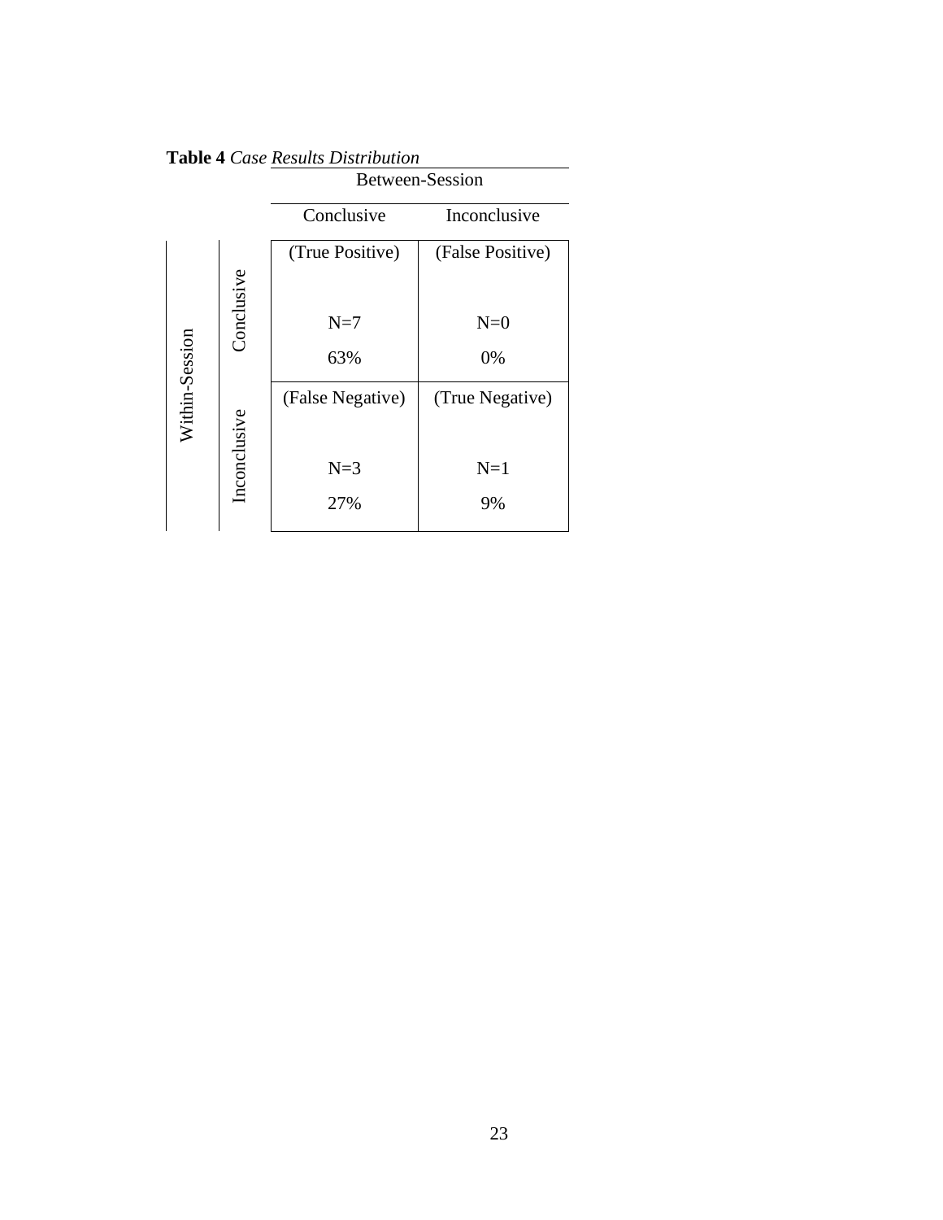**Table 4** *Case Results Distribution*

| | | Between-Session | |
|---|---|---|---|
| | | Conclusive | Inconclusive |
| Within-Session | Conclusive | (True Positive) N=7 63% | (False Positive) N=0 0% |
| | Inconclusive | (False Negative) N=3 27% | (True Negative) N=1 9% |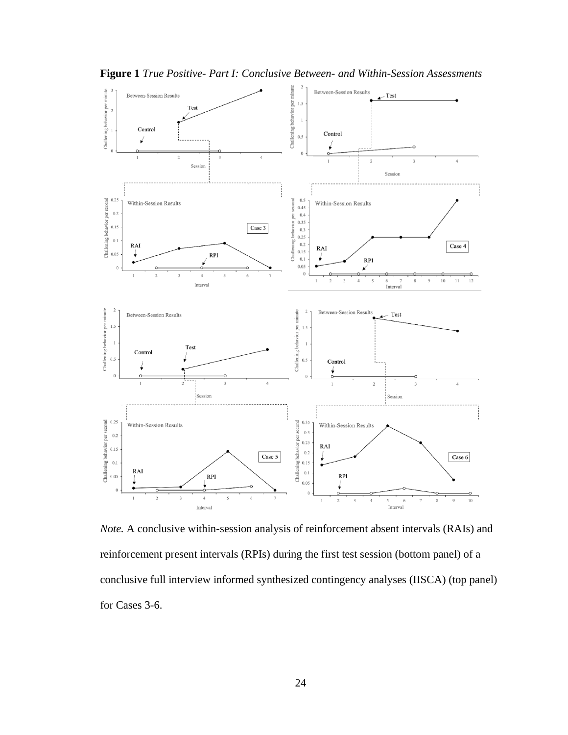**Figure 1** *True Positive- Part I: Conclusive Between- and Within-Session Assessments*

*Note.* A conclusive within-session analysis of reinforcement absent intervals (RAIs) and reinforcement present intervals (RPIs) during the first test session (bottom panel) of a conclusive full interview informed synthesized contingency analyses (IISCA) (top panel) for Cases 3-6.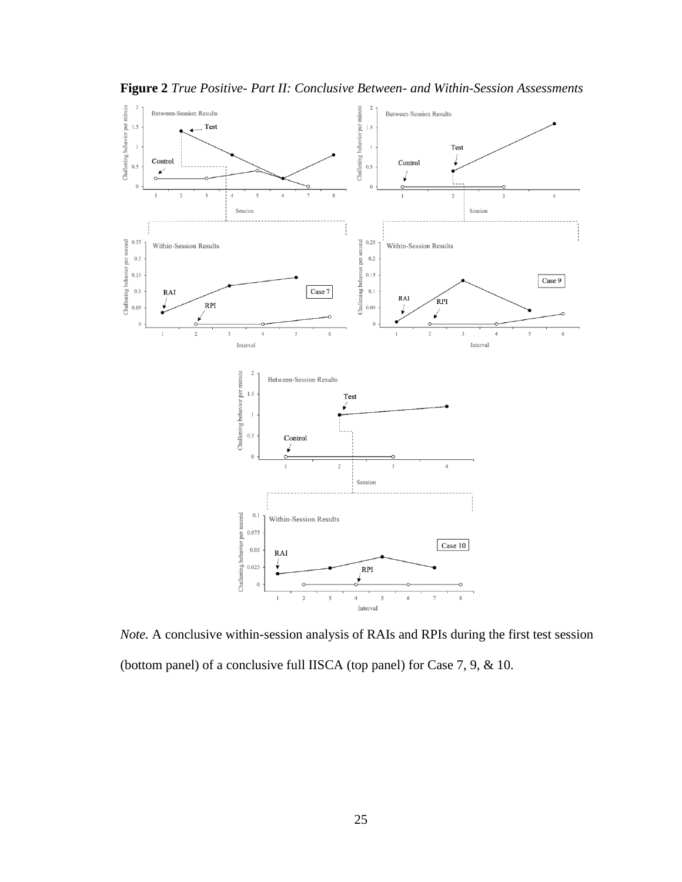**Figure 2** *True Positive- Part II: Conclusive Between- and Within-Session Assessments*

*Note.* A conclusive within-session analysis of RAIs and RPIs during the first test session (bottom panel) of a conclusive full IISCA (top panel) for Case 7, 9, & 10.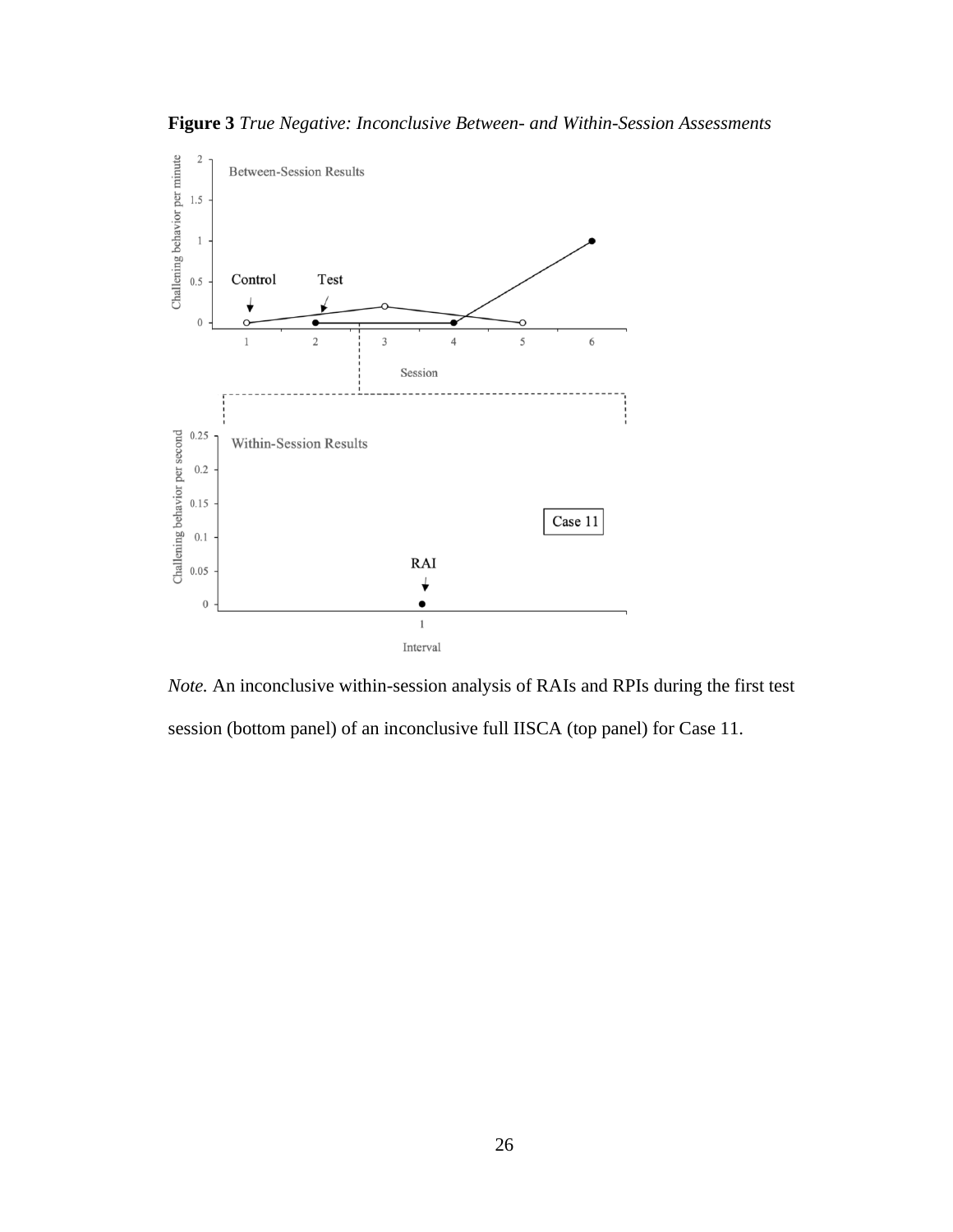**Figure 3** *True Negative: Inconclusive Between- and Within-Session Assessments*

*Note.* An inconclusive within-session analysis of RAIs and RPIs during the first test session (bottom panel) of an inconclusive full IISCA (top panel) for Case 11.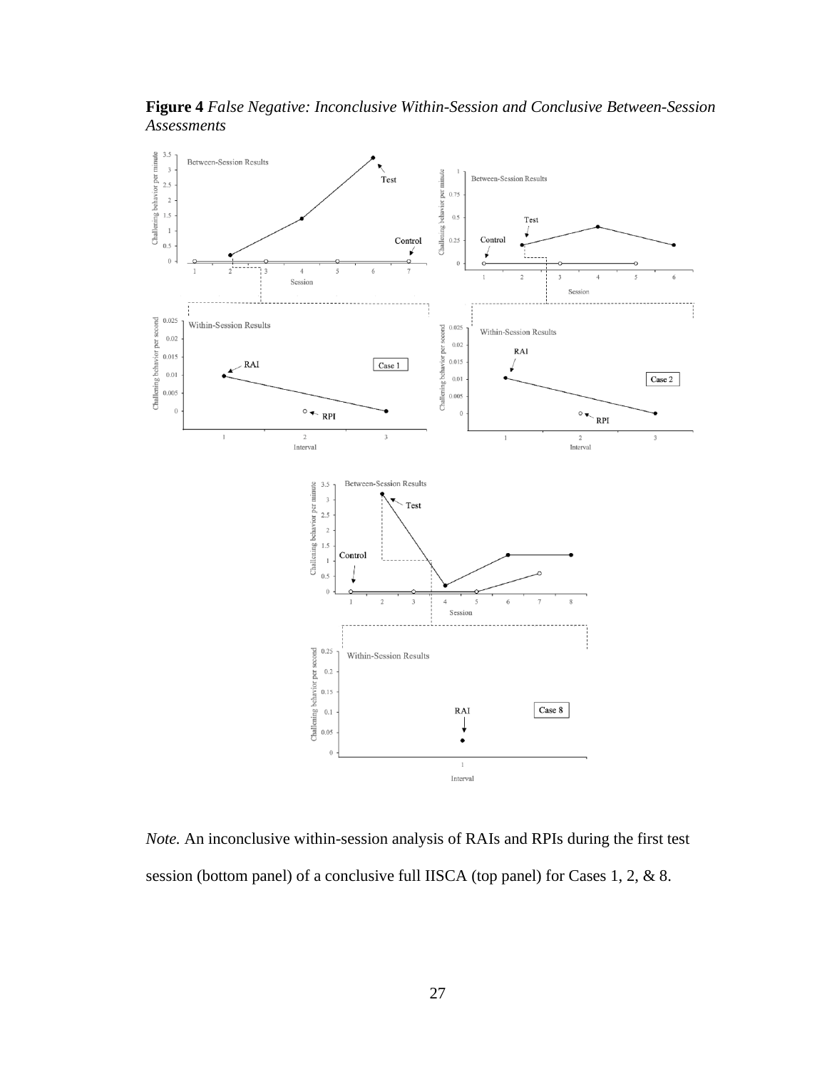**Figure 4** *False Negative: Inconclusive Within-Session and Conclusive Between-Session Assessments*

*Note.* An inconclusive within-session analysis of RAIs and RPIs during the first test session (bottom panel) of a conclusive full IISCA (top panel) for Cases 1, 2, & 8.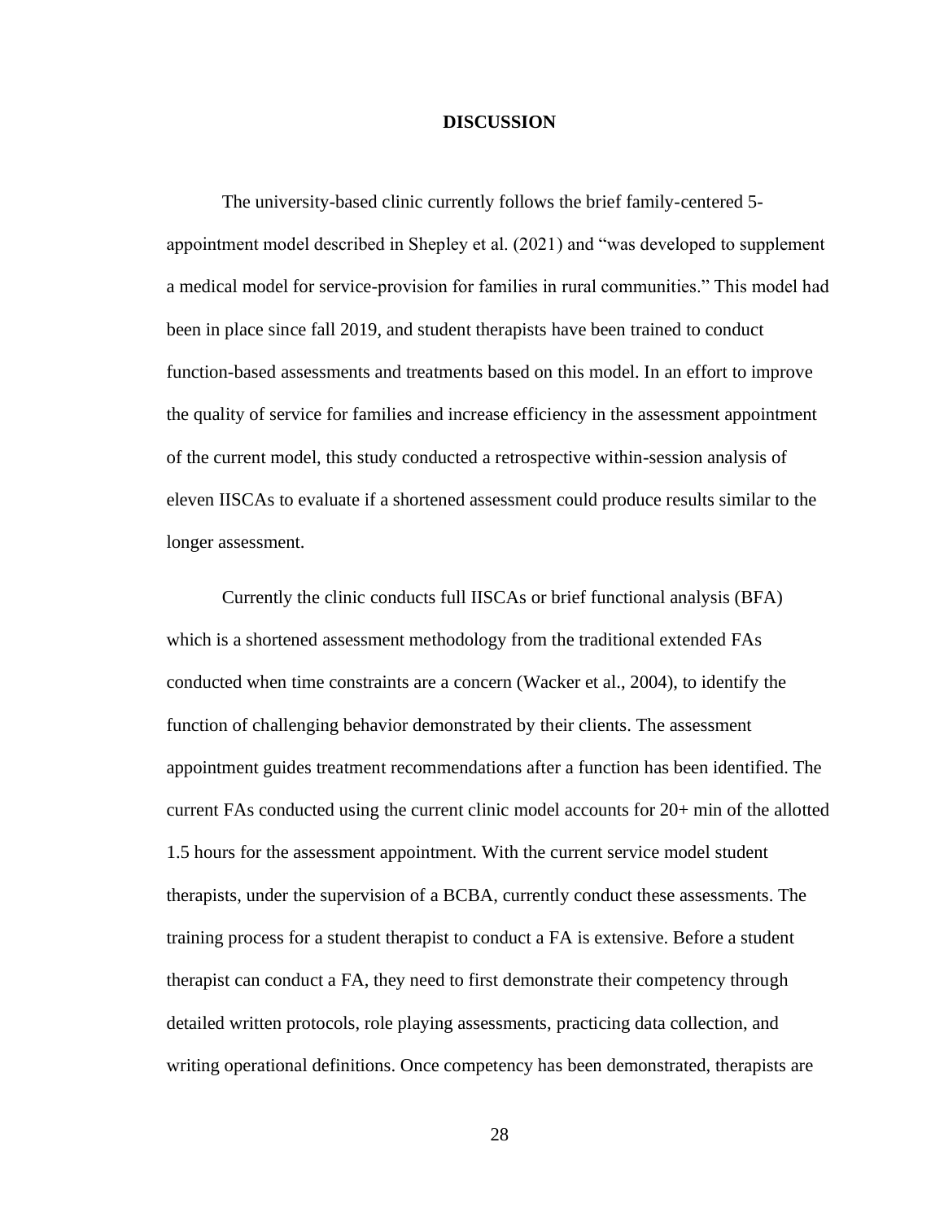# DISCUSSION

The university-based clinic currently follows the brief family-centered 5-appointment model described in Shepley et al. (2021) and "was developed to supplement a medical model for service-provision for families in rural communities." This model had been in place since fall 2019, and student therapists have been trained to conduct function-based assessments and treatments based on this model. In an effort to improve the quality of service for families and increase efficiency in the assessment appointment of the current model, this study conducted a retrospective within-session analysis of eleven IISCAs to evaluate if a shortened assessment could produce results similar to the longer assessment.

Currently the clinic conducts full IISCAs or brief functional analysis (BFA) which is a shortened assessment methodology from the traditional extended FAs conducted when time constraints are a concern (Wacker et al., 2004), to identify the function of challenging behavior demonstrated by their clients. The assessment appointment guides treatment recommendations after a function has been identified. The current FAs conducted using the current clinic model accounts for 20+ min of the allotted 1.5 hours for the assessment appointment. With the current service model student therapists, under the supervision of a BCBA, currently conduct these assessments. The training process for a student therapist to conduct a FA is extensive. Before a student therapist can conduct a FA, they need to first demonstrate their competency through detailed written protocols, role playing assessments, practicing data collection, and writing operational definitions. Once competency has been demonstrated, therapists are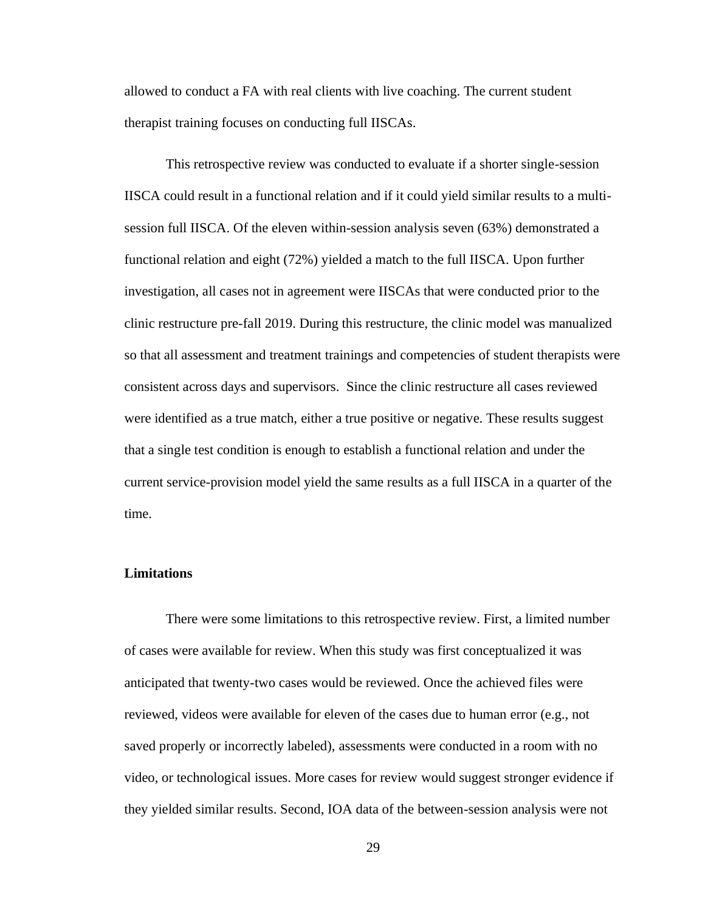allowed to conduct a FA with real clients with live coaching. The current student therapist training focuses on conducting full IISCAs.

This retrospective review was conducted to evaluate if a shorter single-session IISCA could result in a functional relation and if it could yield similar results to a multi-session full IISCA. Of the eleven within-session analysis seven (63%) demonstrated a functional relation and eight (72%) yielded a match to the full IISCA. Upon further investigation, all cases not in agreement were IISCAs that were conducted prior to the clinic restructure pre-fall 2019. During this restructure, the clinic model was manualized so that all assessment and treatment trainings and competencies of student therapists were consistent across days and supervisors.  Since the clinic restructure all cases reviewed were identified as a true match, either a true positive or negative. These results suggest that a single test condition is enough to establish a functional relation and under the current service-provision model yield the same results as a full IISCA in a quarter of the time.

### Limitations

There were some limitations to this retrospective review. First, a limited number of cases were available for review. When this study was first conceptualized it was anticipated that twenty-two cases would be reviewed. Once the achieved files were reviewed, videos were available for eleven of the cases due to human error (e.g., not saved properly or incorrectly labeled), assessments were conducted in a room with no video, or technological issues. More cases for review would suggest stronger evidence if they yielded similar results. Second, IOA data of the between-session analysis were not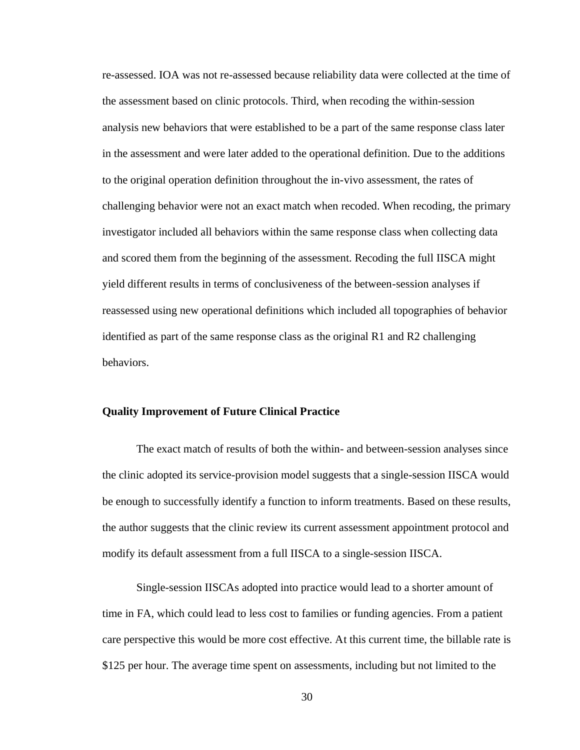re-assessed. IOA was not re-assessed because reliability data were collected at the time of the assessment based on clinic protocols. Third, when recoding the within-session analysis new behaviors that were established to be a part of the same response class later in the assessment and were later added to the operational definition. Due to the additions to the original operation definition throughout the in-vivo assessment, the rates of challenging behavior were not an exact match when recoded. When recoding, the primary investigator included all behaviors within the same response class when collecting data and scored them from the beginning of the assessment. Recoding the full IISCA might yield different results in terms of conclusiveness of the between-session analyses if reassessed using new operational definitions which included all topographies of behavior identified as part of the same response class as the original R1 and R2 challenging behaviors.

### Quality Improvement of Future Clinical Practice

The exact match of results of both the within- and between-session analyses since the clinic adopted its service-provision model suggests that a single-session IISCA would be enough to successfully identify a function to inform treatments. Based on these results, the author suggests that the clinic review its current assessment appointment protocol and modify its default assessment from a full IISCA to a single-session IISCA.

Single-session IISCAs adopted into practice would lead to a shorter amount of time in FA, which could lead to less cost to families or funding agencies. From a patient care perspective this would be more cost effective. At this current time, the billable rate is $125 per hour. The average time spent on assessments, including but not limited to the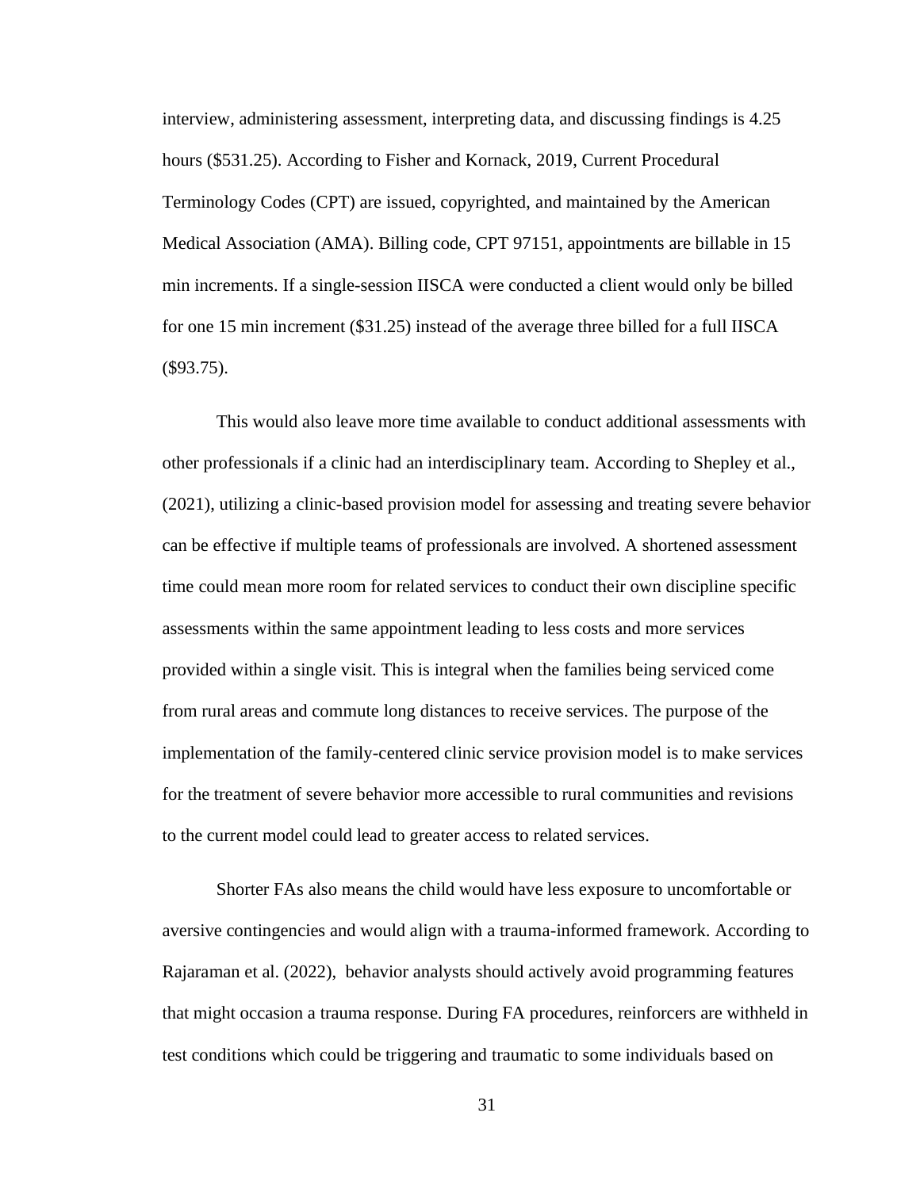interview, administering assessment, interpreting data, and discussing findings is 4.25 hours ($531.25). According to Fisher and Kornack, 2019, Current Procedural Terminology Codes (CPT) are issued, copyrighted, and maintained by the American Medical Association (AMA). Billing code, CPT 97151, appointments are billable in 15 min increments. If a single-session IISCA were conducted a client would only be billed for one 15 min increment ($31.25) instead of the average three billed for a full IISCA ($93.75).

This would also leave more time available to conduct additional assessments with other professionals if a clinic had an interdisciplinary team. According to Shepley et al., (2021), utilizing a clinic-based provision model for assessing and treating severe behavior can be effective if multiple teams of professionals are involved. A shortened assessment time could mean more room for related services to conduct their own discipline specific assessments within the same appointment leading to less costs and more services provided within a single visit. This is integral when the families being serviced come from rural areas and commute long distances to receive services. The purpose of the implementation of the family-centered clinic service provision model is to make services for the treatment of severe behavior more accessible to rural communities and revisions to the current model could lead to greater access to related services.

Shorter FAs also means the child would have less exposure to uncomfortable or aversive contingencies and would align with a trauma-informed framework. According to Rajaraman et al. (2022), behavior analysts should actively avoid programming features that might occasion a trauma response. During FA procedures, reinforcers are withheld in test conditions which could be triggering and traumatic to some individuals based on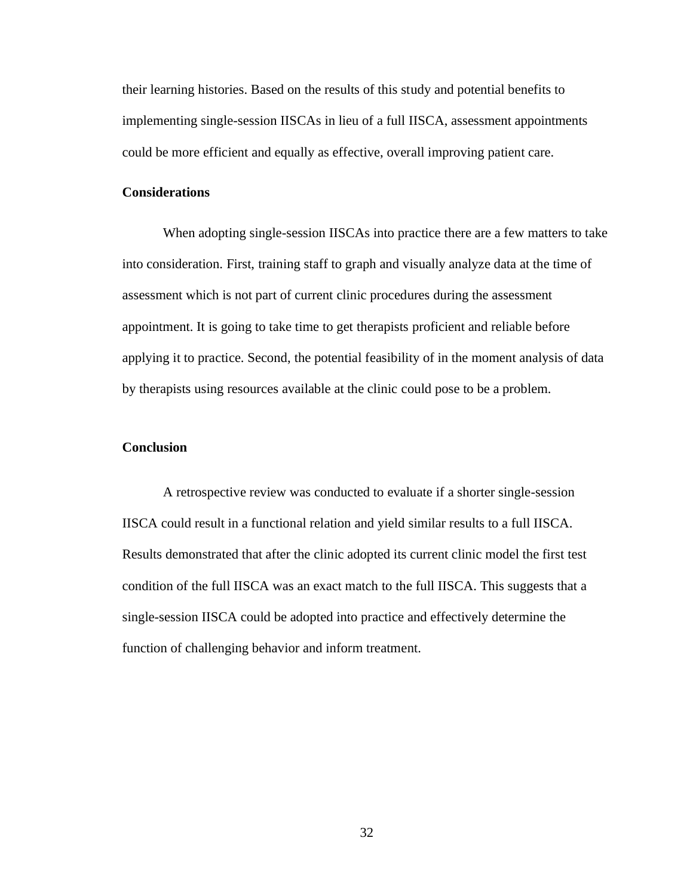their learning histories. Based on the results of this study and potential benefits to implementing single-session IISCAs in lieu of a full IISCA, assessment appointments could be more efficient and equally as effective, overall improving patient care.

### Considerations

When adopting single-session IISCAs into practice there are a few matters to take into consideration. First, training staff to graph and visually analyze data at the time of assessment which is not part of current clinic procedures during the assessment appointment. It is going to take time to get therapists proficient and reliable before applying it to practice. Second, the potential feasibility of in the moment analysis of data by therapists using resources available at the clinic could pose to be a problem.

### Conclusion

A retrospective review was conducted to evaluate if a shorter single-session IISCA could result in a functional relation and yield similar results to a full IISCA. Results demonstrated that after the clinic adopted its current clinic model the first test condition of the full IISCA was an exact match to the full IISCA. This suggests that a single-session IISCA could be adopted into practice and effectively determine the function of challenging behavior and inform treatment.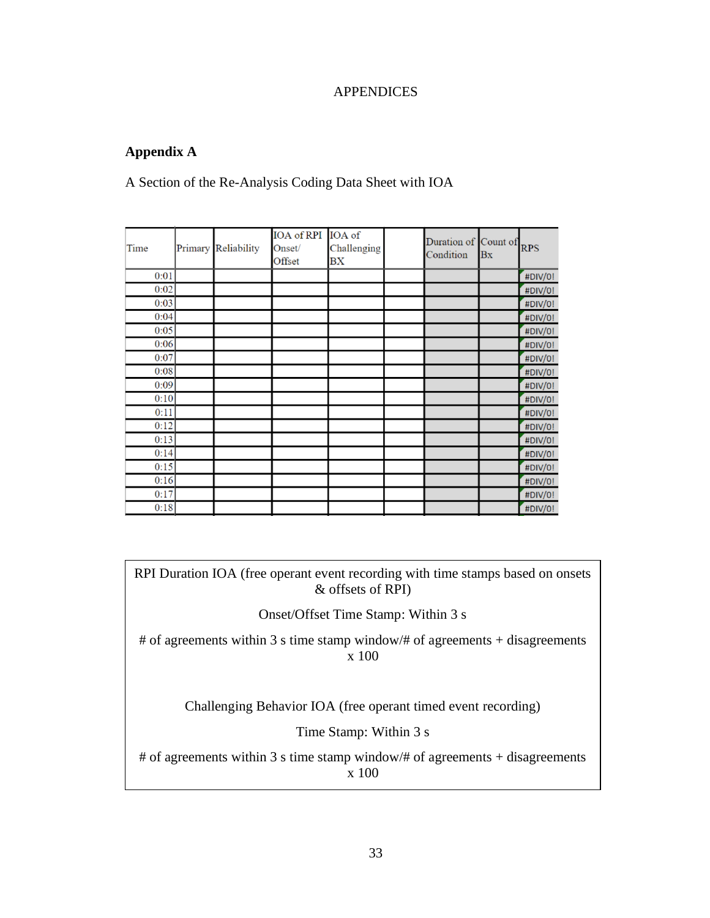APPENDICES

## Appendix A

A Section of the Re-Analysis Coding Data Sheet with IOA

| Time | Primary | Reliability | IOA of RPI Onset/ Offset | IOA of Challenging BX | | Duration of Condition | Count of Bx | RPS |
|---|---|---|---|---|---|---|---|---|
| 0:01 | | | | | | | | #DIV/0! |
| 0:02 | | | | | | | | #DIV/0! |
| 0:03 | | | | | | | | #DIV/0! |
| 0:04 | | | | | | | | #DIV/0! |
| 0:05 | | | | | | | | #DIV/0! |
| 0:06 | | | | | | | | #DIV/0! |
| 0:07 | | | | | | | | #DIV/0! |
| 0:08 | | | | | | | | #DIV/0! |
| 0:09 | | | | | | | | #DIV/0! |
| 0:10 | | | | | | | | #DIV/0! |
| 0:11 | | | | | | | | #DIV/0! |
| 0:12 | | | | | | | | #DIV/0! |
| 0:13 | | | | | | | | #DIV/0! |
| 0:14 | | | | | | | | #DIV/0! |
| 0:15 | | | | | | | | #DIV/0! |
| 0:16 | | | | | | | | #DIV/0! |
| 0:17 | | | | | | | | #DIV/0! |
| 0:18 | | | | | | | | #DIV/0! |

RPI Duration IOA (free operant event recording with time stamps based on onsets & offsets of RPI)

Onset/Offset Time Stamp: Within 3 s

# of agreements within 3 s time stamp window/# of agreements + disagreements x 100

Challenging Behavior IOA (free operant timed event recording)

Time Stamp: Within 3 s

# of agreements within 3 s time stamp window/# of agreements + disagreements x 100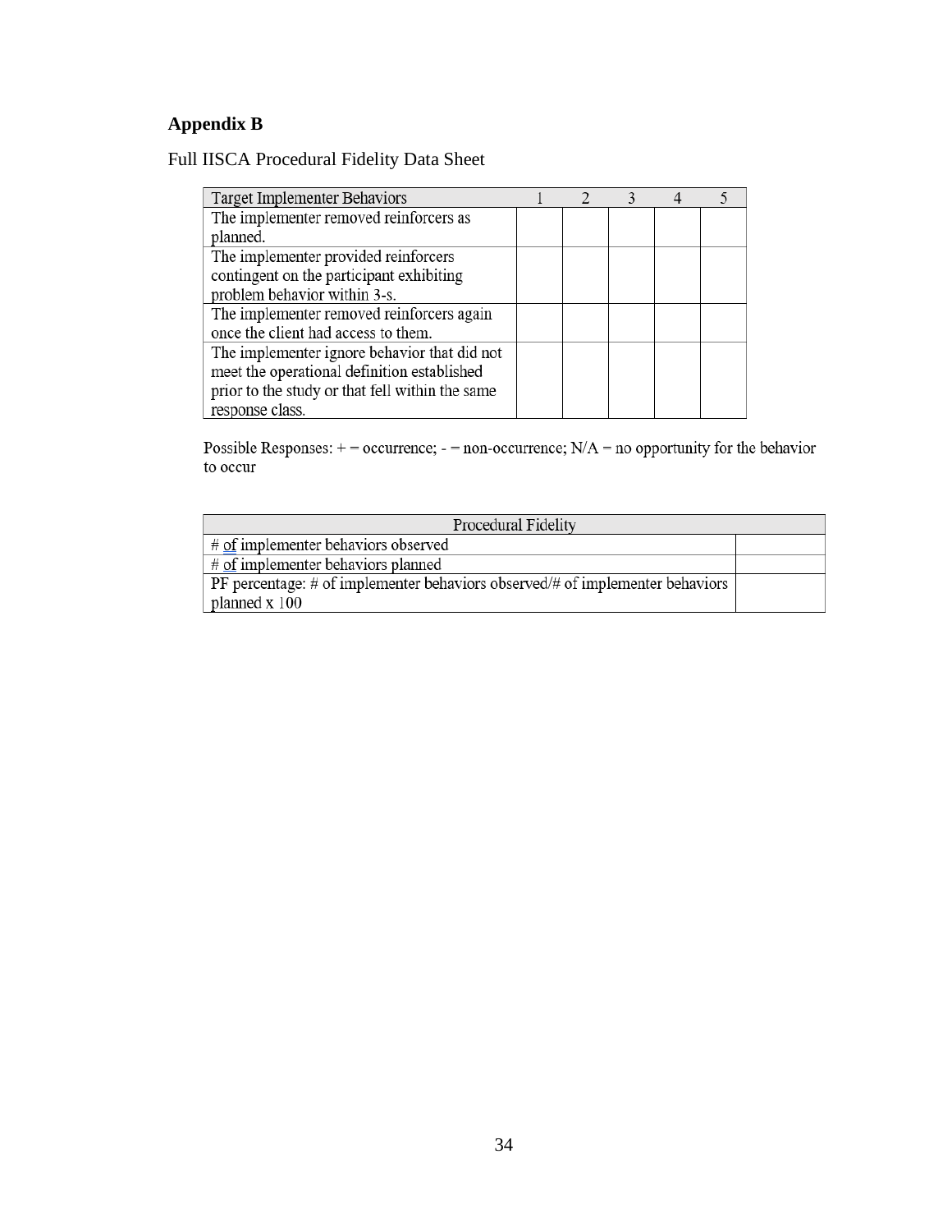**Appendix B**

Full IISCA Procedural Fidelity Data Sheet

| Target Implementer Behaviors | 1 | 2 | 3 | 4 | 5 |
|---|---|---|---|---|---|
| The implementer removed reinforcers as planned. | | | | | |
| The implementer provided reinforcers contingent on the participant exhibiting problem behavior within 3-s. | | | | | |
| The implementer removed reinforcers again once the client had access to them. | | | | | |
| The implementer ignore behavior that did not meet the operational definition established prior to the study or that fell within the same response class. | | | | | |

Possible Responses: + = occurrence; - = non-occurrence; N/A = no opportunity for the behavior to occur

| Procedural Fidelity | |
|---|---|
| # of implementer behaviors observed | |
| # of implementer behaviors planned | |
| PF percentage: # of implementer behaviors observed/# of implementer behaviors planned x 100 | |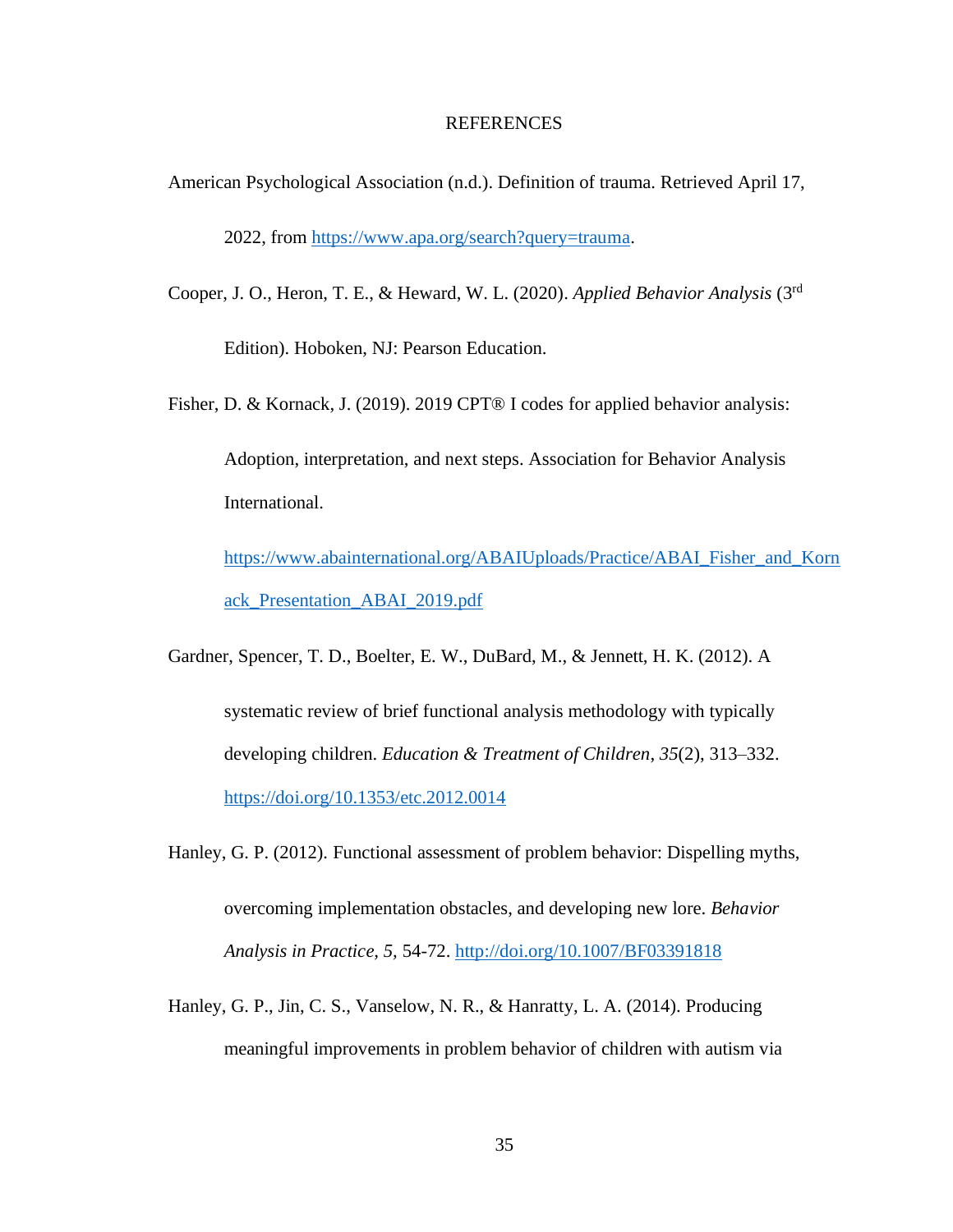# REFERENCES

American Psychological Association (n.d.). Definition of trauma. Retrieved April 17, 2022, from https://www.apa.org/search?query=trauma.

Cooper, J. O., Heron, T. E., & Heward, W. L. (2020). *Applied Behavior Analysis* (3rd Edition). Hoboken, NJ: Pearson Education.

Fisher, D. & Kornack, J. (2019). 2019 CPT® I codes for applied behavior analysis: Adoption, interpretation, and next steps. Association for Behavior Analysis International. https://www.abainternational.org/ABAIUploads/Practice/ABAI_Fisher_and_Kornack_Presentation_ABAI_2019.pdf

Gardner, Spencer, T. D., Boelter, E. W., DuBard, M., & Jennett, H. K. (2012). A systematic review of brief functional analysis methodology with typically developing children. *Education & Treatment of Children*, *35*(2), 313–332. https://doi.org/10.1353/etc.2012.0014

Hanley, G. P. (2012). Functional assessment of problem behavior: Dispelling myths, overcoming implementation obstacles, and developing new lore. *Behavior Analysis in Practice, 5,* 54-72. http://doi.org/10.1007/BF03391818

Hanley, G. P., Jin, C. S., Vanselow, N. R., & Hanratty, L. A. (2014). Producing meaningful improvements in problem behavior of children with autism via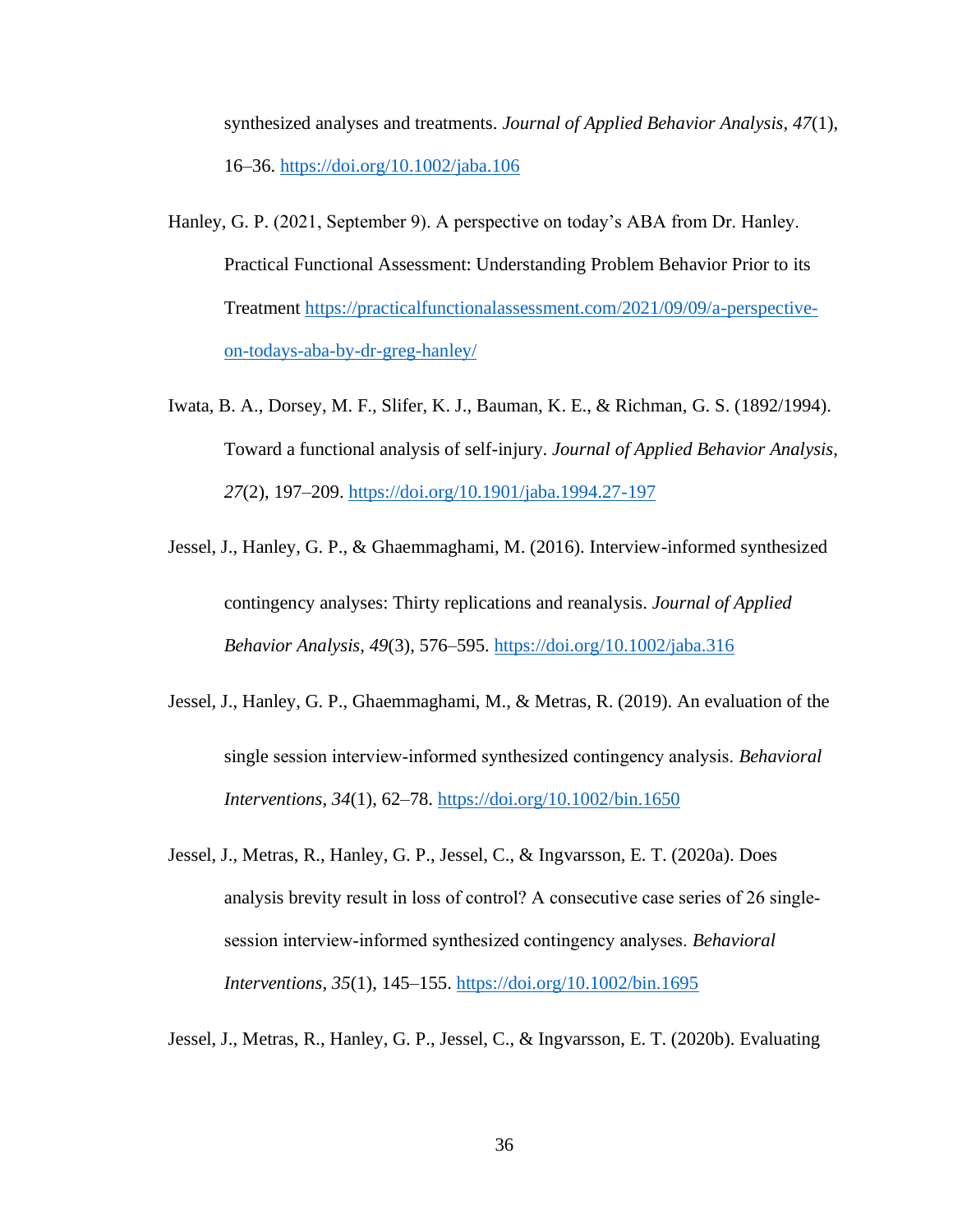synthesized analyses and treatments. *Journal of Applied Behavior Analysis*, *47*(1), 16–36. https://doi.org/10.1002/jaba.106

Hanley, G. P. (2021, September 9). A perspective on today's ABA from Dr. Hanley. Practical Functional Assessment: Understanding Problem Behavior Prior to its Treatment https://practicalfunctionalassessment.com/2021/09/09/a-perspective-on-todays-aba-by-dr-greg-hanley/

Iwata, B. A., Dorsey, M. F., Slifer, K. J., Bauman, K. E., & Richman, G. S. (1892/1994). Toward a functional analysis of self-injury. *Journal of Applied Behavior Analysis*, *27*(2), 197–209. https://doi.org/10.1901/jaba.1994.27-197

Jessel, J., Hanley, G. P., & Ghaemmaghami, M. (2016). Interview-informed synthesized contingency analyses: Thirty replications and reanalysis. *Journal of Applied Behavior Analysis*, *49*(3), 576–595. https://doi.org/10.1002/jaba.316

Jessel, J., Hanley, G. P., Ghaemmaghami, M., & Metras, R. (2019). An evaluation of the single session interview-informed synthesized contingency analysis. *Behavioral Interventions*, *34*(1), 62–78. https://doi.org/10.1002/bin.1650

Jessel, J., Metras, R., Hanley, G. P., Jessel, C., & Ingvarsson, E. T. (2020a). Does analysis brevity result in loss of control? A consecutive case series of 26 single-session interview-informed synthesized contingency analyses. *Behavioral Interventions*, *35*(1), 145–155. https://doi.org/10.1002/bin.1695

Jessel, J., Metras, R., Hanley, G. P., Jessel, C., & Ingvarsson, E. T. (2020b). Evaluating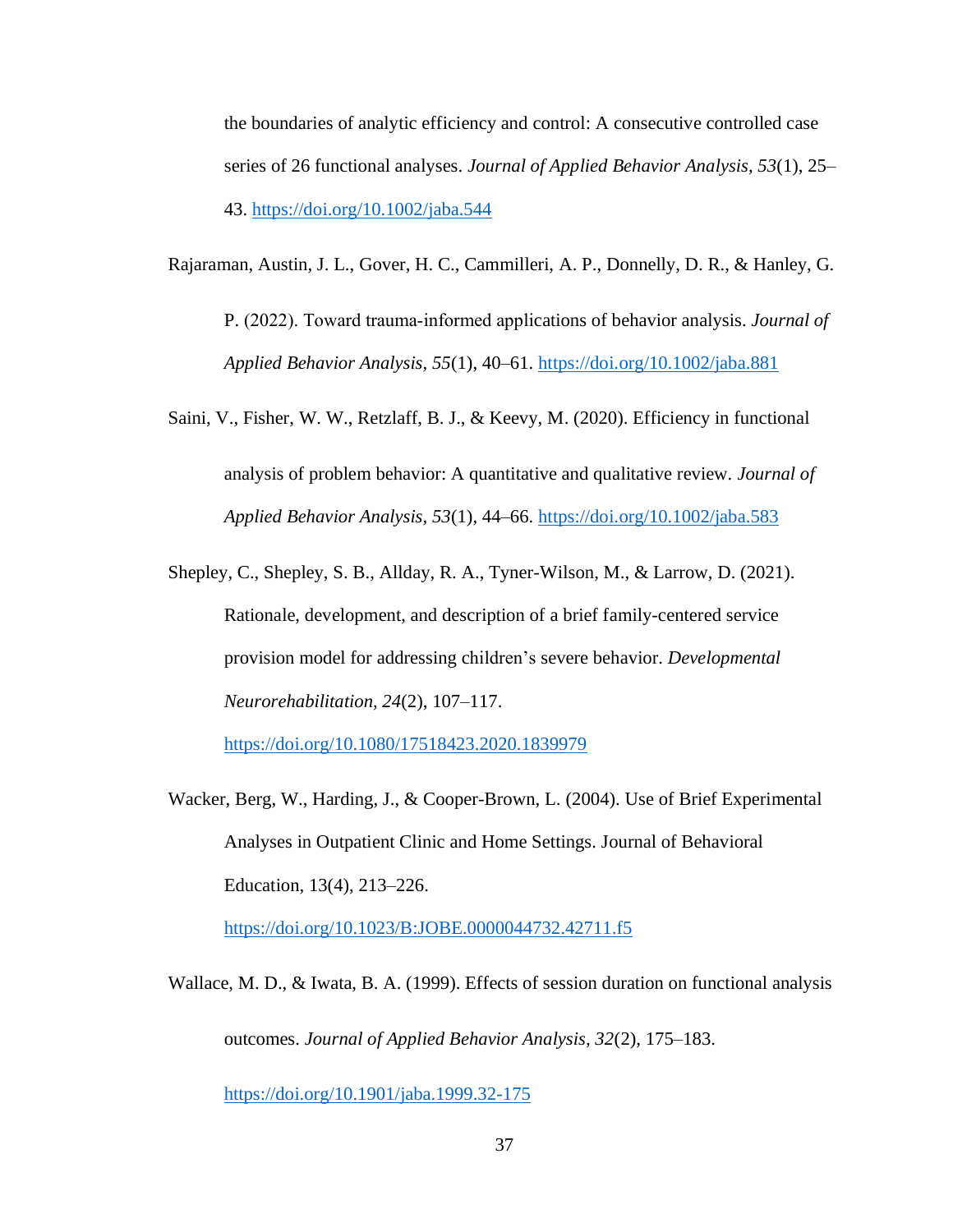the boundaries of analytic efficiency and control: A consecutive controlled case series of 26 functional analyses. *Journal of Applied Behavior Analysis, 53*(1), 25–43. https://doi.org/10.1002/jaba.544

Rajaraman, Austin, J. L., Gover, H. C., Cammilleri, A. P., Donnelly, D. R., & Hanley, G. P. (2022). Toward trauma-informed applications of behavior analysis. *Journal of Applied Behavior Analysis, 55*(1), 40–61. https://doi.org/10.1002/jaba.881

Saini, V., Fisher, W. W., Retzlaff, B. J., & Keevy, M. (2020). Efficiency in functional analysis of problem behavior: A quantitative and qualitative review. *Journal of Applied Behavior Analysis, 53*(1), 44–66. https://doi.org/10.1002/jaba.583

Shepley, C., Shepley, S. B., Allday, R. A., Tyner-Wilson, M., & Larrow, D. (2021). Rationale, development, and description of a brief family-centered service provision model for addressing children's severe behavior. *Developmental Neurorehabilitation, 24*(2), 107–117. https://doi.org/10.1080/17518423.2020.1839979

Wacker, Berg, W., Harding, J., & Cooper-Brown, L. (2004). Use of Brief Experimental Analyses in Outpatient Clinic and Home Settings. Journal of Behavioral Education, 13(4), 213–226. https://doi.org/10.1023/B:JOBE.0000044732.42711.f5

Wallace, M. D., & Iwata, B. A. (1999). Effects of session duration on functional analysis outcomes. *Journal of Applied Behavior Analysis, 32*(2), 175–183. https://doi.org/10.1901/jaba.1999.32-175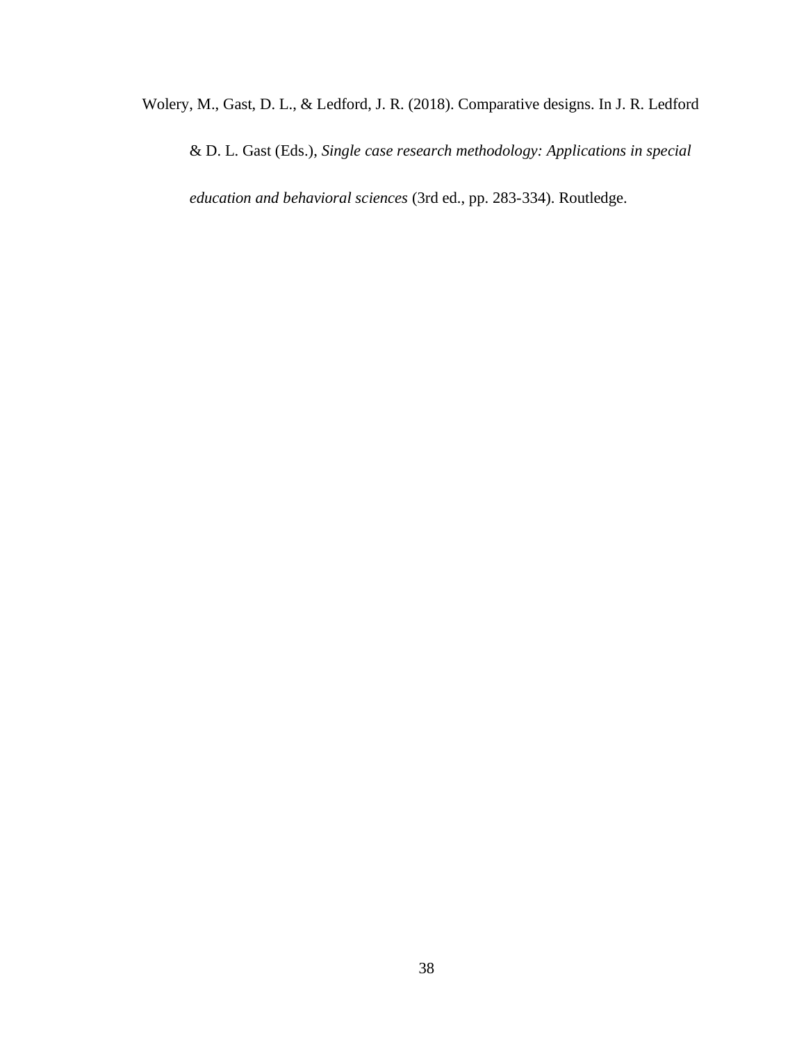Wolery, M., Gast, D. L., & Ledford, J. R. (2018). Comparative designs. In J. R. Ledford & D. L. Gast (Eds.), *Single case research methodology: Applications in special education and behavioral sciences* (3rd ed., pp. 283-334). Routledge.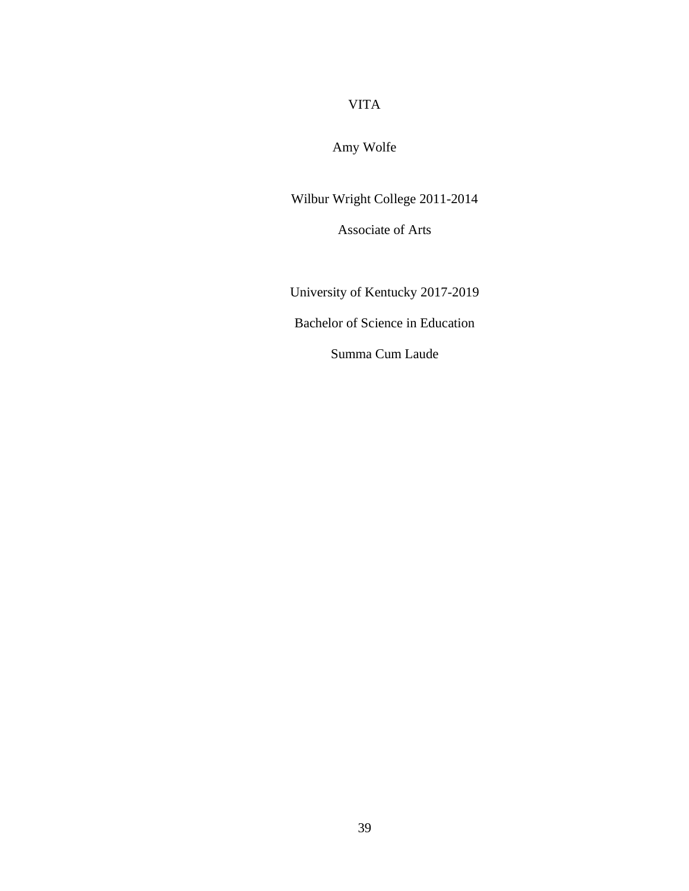# VITA

Amy Wolfe

Wilbur Wright College 2011-2014

Associate of Arts

University of Kentucky 2017-2019

Bachelor of Science in Education

Summa Cum Laude